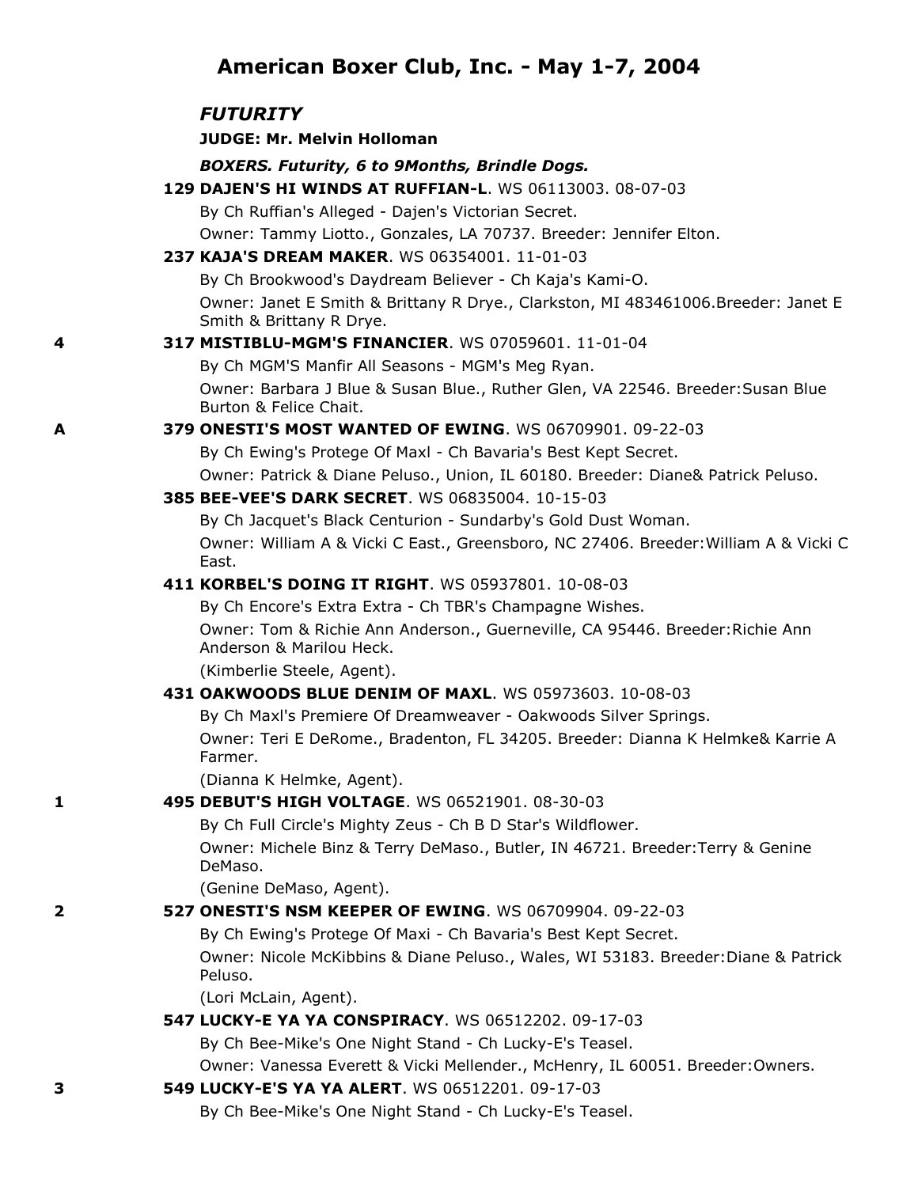# American Boxer Club, Inc. - May 1-7, 2004

## *FUTURITY*

**JUDGE: Mr. Melvin Holloman**

***BOXERS. Futurity, 6 to 9Months, Brindle Dogs.***

**129 DAJEN'S HI WINDS AT RUFFIAN-L**. WS 06113003. 08-07-03
By Ch Ruffian's Alleged - Dajen's Victorian Secret.
Owner: Tammy Liotto., Gonzales, LA 70737. Breeder: Jennifer Elton.

**237 KAJA'S DREAM MAKER**. WS 06354001. 11-01-03
By Ch Brookwood's Daydream Believer - Ch Kaja's Kami-O.
Owner: Janet E Smith & Brittany R Drye., Clarkston, MI 483461006.Breeder: Janet E Smith & Brittany R Drye.

4 **317 MISTIBLU-MGM'S FINANCIER**. WS 07059601. 11-01-04
By Ch MGM'S Manfir All Seasons - MGM's Meg Ryan.
Owner: Barbara J Blue & Susan Blue., Ruther Glen, VA 22546. Breeder:Susan Blue Burton & Felice Chait.

A **379 ONESTI'S MOST WANTED OF EWING**. WS 06709901. 09-22-03
By Ch Ewing's Protege Of Maxl - Ch Bavaria's Best Kept Secret.
Owner: Patrick & Diane Peluso., Union, IL 60180. Breeder: Diane& Patrick Peluso.

**385 BEE-VEE'S DARK SECRET**. WS 06835004. 10-15-03
By Ch Jacquet's Black Centurion - Sundarby's Gold Dust Woman.
Owner: William A & Vicki C East., Greensboro, NC 27406. Breeder:William A & Vicki C East.

**411 KORBEL'S DOING IT RIGHT**. WS 05937801. 10-08-03
By Ch Encore's Extra Extra - Ch TBR's Champagne Wishes.
Owner: Tom & Richie Ann Anderson., Guerneville, CA 95446. Breeder:Richie Ann Anderson & Marilou Heck.
(Kimberlie Steele, Agent).

**431 OAKWOODS BLUE DENIM OF MAXL**. WS 05973603. 10-08-03
By Ch Maxl's Premiere Of Dreamweaver - Oakwoods Silver Springs.
Owner: Teri E DeRome., Bradenton, FL 34205. Breeder: Dianna K Helmke& Karrie A Farmer.
(Dianna K Helmke, Agent).

1 **495 DEBUT'S HIGH VOLTAGE**. WS 06521901. 08-30-03
By Ch Full Circle's Mighty Zeus - Ch B D Star's Wildflower.
Owner: Michele Binz & Terry DeMaso., Butler, IN 46721. Breeder:Terry & Genine DeMaso.
(Genine DeMaso, Agent).

2 **527 ONESTI'S NSM KEEPER OF EWING**. WS 06709904. 09-22-03
By Ch Ewing's Protege Of Maxi - Ch Bavaria's Best Kept Secret.
Owner: Nicole McKibbins & Diane Peluso., Wales, WI 53183. Breeder:Diane & Patrick Peluso.
(Lori McLain, Agent).

**547 LUCKY-E YA YA CONSPIRACY**. WS 06512202. 09-17-03
By Ch Bee-Mike's One Night Stand - Ch Lucky-E's Teasel.
Owner: Vanessa Everett & Vicki Mellender., McHenry, IL 60051. Breeder:Owners.

3 **549 LUCKY-E'S YA YA ALERT**. WS 06512201. 09-17-03
By Ch Bee-Mike's One Night Stand - Ch Lucky-E's Teasel.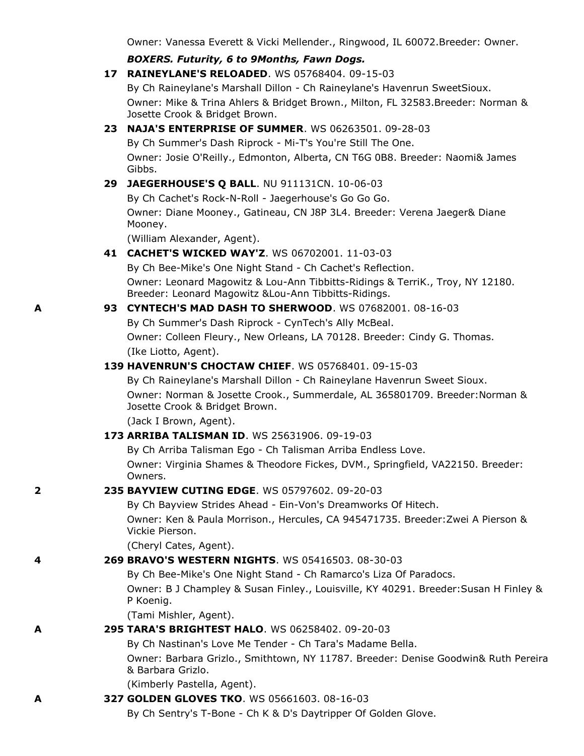Owner: Vanessa Everett & Vicki Mellender., Ringwood, IL 60072.Breeder: Owner.

***BOXERS. Futurity, 6 to 9Months, Fawn Dogs.***

**17 RAINEYLANE'S RELOADED**. WS 05768404. 09-15-03
By Ch Raineylane's Marshall Dillon - Ch Raineylane's Havenrun SweetSioux.
Owner: Mike & Trina Ahlers & Bridget Brown., Milton, FL 32583.Breeder: Norman & Josette Crook & Bridget Brown.

**23 NAJA'S ENTERPRISE OF SUMMER**. WS 06263501. 09-28-03
By Ch Summer's Dash Riprock - Mi-T's You're Still The One.
Owner: Josie O'Reilly., Edmonton, Alberta, CN T6G 0B8. Breeder: Naomi& James Gibbs.

**29 JAEGERHOUSE'S Q BALL**. NU 911131CN. 10-06-03
By Ch Cachet's Rock-N-Roll - Jaegerhouse's Go Go Go.
Owner: Diane Mooney., Gatineau, CN J8P 3L4. Breeder: Verena Jaeger& Diane Mooney.
(William Alexander, Agent).

**41 CACHET'S WICKED WAY'Z**. WS 06702001. 11-03-03
By Ch Bee-Mike's One Night Stand - Ch Cachet's Reflection.
Owner: Leonard Magowitz & Lou-Ann Tibbitts-Ridings & TerriK., Troy, NY 12180. Breeder: Leonard Magowitz &Lou-Ann Tibbitts-Ridings.

A **93 CYNTECH'S MAD DASH TO SHERWOOD**. WS 07682001. 08-16-03
By Ch Summer's Dash Riprock - CynTech's Ally McBeal.
Owner: Colleen Fleury., New Orleans, LA 70128. Breeder: Cindy G. Thomas.
(Ike Liotto, Agent).

**139 HAVENRUN'S CHOCTAW CHIEF**. WS 05768401. 09-15-03
By Ch Raineylane's Marshall Dillon - Ch Raineylane Havenrun Sweet Sioux.
Owner: Norman & Josette Crook., Summerdale, AL 365801709. Breeder:Norman & Josette Crook & Bridget Brown.
(Jack I Brown, Agent).

**173 ARRIBA TALISMAN ID**. WS 25631906. 09-19-03
By Ch Arriba Talisman Ego - Ch Talisman Arriba Endless Love.
Owner: Virginia Shames & Theodore Fickes, DVM., Springfield, VA22150. Breeder: Owners.

2 **235 BAYVIEW CUTING EDGE**. WS 05797602. 09-20-03
By Ch Bayview Strides Ahead - Ein-Von's Dreamworks Of Hitech.
Owner: Ken & Paula Morrison., Hercules, CA 945471735. Breeder:Zwei A Pierson & Vickie Pierson.
(Cheryl Cates, Agent).

4 **269 BRAVO'S WESTERN NIGHTS**. WS 05416503. 08-30-03
By Ch Bee-Mike's One Night Stand - Ch Ramarco's Liza Of Paradocs.
Owner: B J Champley & Susan Finley., Louisville, KY 40291. Breeder:Susan H Finley & P Koenig.
(Tami Mishler, Agent).

A **295 TARA'S BRIGHTEST HALO**. WS 06258402. 09-20-03
By Ch Nastinan's Love Me Tender - Ch Tara's Madame Bella.
Owner: Barbara Grizlo., Smithtown, NY 11787. Breeder: Denise Goodwin& Ruth Pereira & Barbara Grizlo.
(Kimberly Pastella, Agent).

A **327 GOLDEN GLOVES TKO**. WS 05661603. 08-16-03
By Ch Sentry's T-Bone - Ch K & D's Daytripper Of Golden Glove.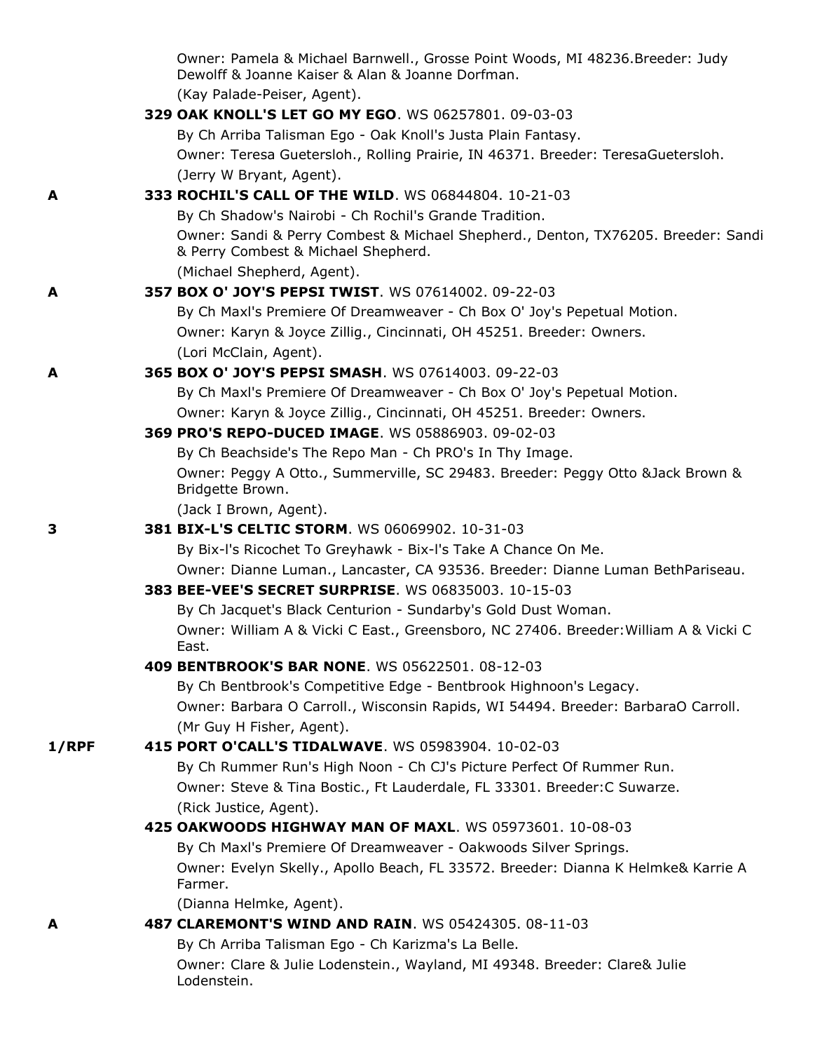Owner: Pamela & Michael Barnwell., Grosse Point Woods, MI 48236.Breeder: Judy Dewolff & Joanne Kaiser & Alan & Joanne Dorfman.
(Kay Palade-Peiser, Agent).

**329 OAK KNOLL'S LET GO MY EGO**. WS 06257801. 09-03-03
By Ch Arriba Talisman Ego - Oak Knoll's Justa Plain Fantasy.
Owner: Teresa Guetersloh., Rolling Prairie, IN 46371. Breeder: TeresaGuetersloh.
(Jerry W Bryant, Agent).

**A** **333 ROCHIL'S CALL OF THE WILD**. WS 06844804. 10-21-03
By Ch Shadow's Nairobi - Ch Rochil's Grande Tradition.
Owner: Sandi & Perry Combest & Michael Shepherd., Denton, TX76205. Breeder: Sandi & Perry Combest & Michael Shepherd.
(Michael Shepherd, Agent).

**A** **357 BOX O' JOY'S PEPSI TWIST**. WS 07614002. 09-22-03
By Ch Maxl's Premiere Of Dreamweaver - Ch Box O' Joy's Pepetual Motion.
Owner: Karyn & Joyce Zillig., Cincinnati, OH 45251. Breeder: Owners.
(Lori McClain, Agent).

**A** **365 BOX O' JOY'S PEPSI SMASH**. WS 07614003. 09-22-03
By Ch Maxl's Premiere Of Dreamweaver - Ch Box O' Joy's Pepetual Motion.
Owner: Karyn & Joyce Zillig., Cincinnati, OH 45251. Breeder: Owners.

**369 PRO'S REPO-DUCED IMAGE**. WS 05886903. 09-02-03
By Ch Beachside's The Repo Man - Ch PRO's In Thy Image.
Owner: Peggy A Otto., Summerville, SC 29483. Breeder: Peggy Otto &Jack Brown & Bridgette Brown.
(Jack I Brown, Agent).

**3** **381 BIX-L'S CELTIC STORM**. WS 06069902. 10-31-03
By Bix-l's Ricochet To Greyhawk - Bix-l's Take A Chance On Me.
Owner: Dianne Luman., Lancaster, CA 93536. Breeder: Dianne Luman BethPariseau.

**383 BEE-VEE'S SECRET SURPRISE**. WS 06835003. 10-15-03
By Ch Jacquet's Black Centurion - Sundarby's Gold Dust Woman.
Owner: William A & Vicki C East., Greensboro, NC 27406. Breeder:William A & Vicki C East.

**409 BENTBROOK'S BAR NONE**. WS 05622501. 08-12-03
By Ch Bentbrook's Competitive Edge - Bentbrook Highnoon's Legacy.
Owner: Barbara O Carroll., Wisconsin Rapids, WI 54494. Breeder: BarbaraO Carroll.
(Mr Guy H Fisher, Agent).

**1/RPF** **415 PORT O'CALL'S TIDALWAVE**. WS 05983904. 10-02-03
By Ch Rummer Run's High Noon - Ch CJ's Picture Perfect Of Rummer Run.
Owner: Steve & Tina Bostic., Ft Lauderdale, FL 33301. Breeder:C Suwarze.
(Rick Justice, Agent).

**425 OAKWOODS HIGHWAY MAN OF MAXL**. WS 05973601. 10-08-03
By Ch Maxl's Premiere Of Dreamweaver - Oakwoods Silver Springs.
Owner: Evelyn Skelly., Apollo Beach, FL 33572. Breeder: Dianna K Helmke& Karrie A Farmer.
(Dianna Helmke, Agent).

**A** **487 CLAREMONT'S WIND AND RAIN**. WS 05424305. 08-11-03
By Ch Arriba Talisman Ego - Ch Karizma's La Belle.
Owner: Clare & Julie Lodenstein., Wayland, MI 49348. Breeder: Clare& Julie Lodenstein.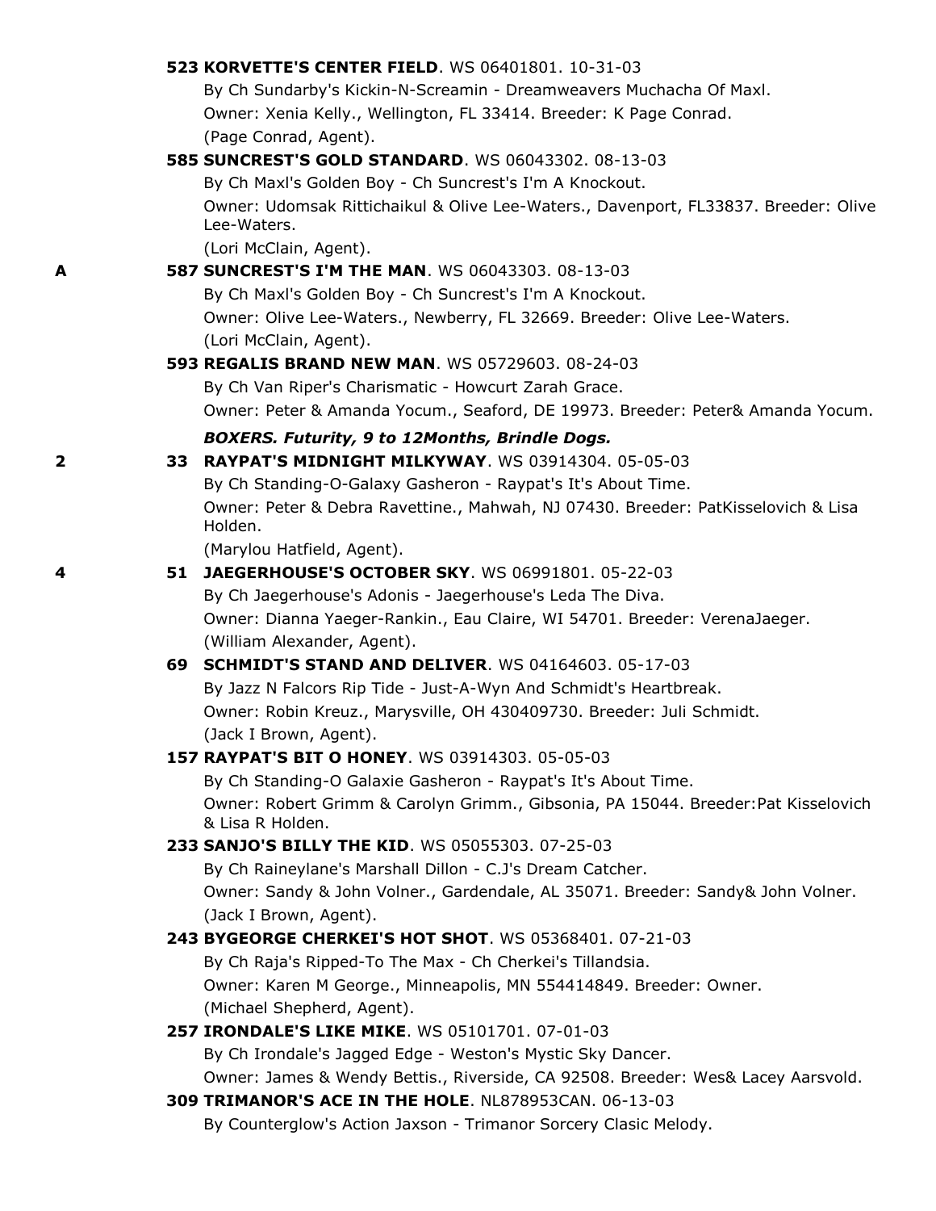**523 KORVETTE'S CENTER FIELD**. WS 06401801. 10-31-03
By Ch Sundarby's Kickin-N-Screamin - Dreamweavers Muchacha Of Maxl.
Owner: Xenia Kelly., Wellington, FL 33414. Breeder: K Page Conrad.
(Page Conrad, Agent).

**585 SUNCREST'S GOLD STANDARD**. WS 06043302. 08-13-03
By Ch Maxl's Golden Boy - Ch Suncrest's I'm A Knockout.
Owner: Udomsak Rittichaikul & Olive Lee-Waters., Davenport, FL33837. Breeder: Olive Lee-Waters.
(Lori McClain, Agent).

A **587 SUNCREST'S I'M THE MAN**. WS 06043303. 08-13-03
By Ch Maxl's Golden Boy - Ch Suncrest's I'm A Knockout.
Owner: Olive Lee-Waters., Newberry, FL 32669. Breeder: Olive Lee-Waters.
(Lori McClain, Agent).

**593 REGALIS BRAND NEW MAN**. WS 05729603. 08-24-03
By Ch Van Riper's Charismatic - Howcurt Zarah Grace.
Owner: Peter & Amanda Yocum., Seaford, DE 19973. Breeder: Peter& Amanda Yocum.

***BOXERS. Futurity, 9 to 12Months, Brindle Dogs.***

2 **33 RAYPAT'S MIDNIGHT MILKYWAY**. WS 03914304. 05-05-03
By Ch Standing-O-Galaxy Gasheron - Raypat's It's About Time.
Owner: Peter & Debra Ravettine., Mahwah, NJ 07430. Breeder: PatKisselovich & Lisa Holden.
(Marylou Hatfield, Agent).

4 **51 JAEGERHOUSE'S OCTOBER SKY**. WS 06991801. 05-22-03
By Ch Jaegerhouse's Adonis - Jaegerhouse's Leda The Diva.
Owner: Dianna Yaeger-Rankin., Eau Claire, WI 54701. Breeder: VerenaJaeger.
(William Alexander, Agent).

**69 SCHMIDT'S STAND AND DELIVER**. WS 04164603. 05-17-03
By Jazz N Falcors Rip Tide - Just-A-Wyn And Schmidt's Heartbreak.
Owner: Robin Kreuz., Marysville, OH 430409730. Breeder: Juli Schmidt.
(Jack I Brown, Agent).

**157 RAYPAT'S BIT O HONEY**. WS 03914303. 05-05-03
By Ch Standing-O Galaxie Gasheron - Raypat's It's About Time.
Owner: Robert Grimm & Carolyn Grimm., Gibsonia, PA 15044. Breeder:Pat Kisselovich & Lisa R Holden.

**233 SANJO'S BILLY THE KID**. WS 05055303. 07-25-03
By Ch Raineylane's Marshall Dillon - C.J's Dream Catcher.
Owner: Sandy & John Volner., Gardendale, AL 35071. Breeder: Sandy& John Volner.
(Jack I Brown, Agent).

**243 BYGEORGE CHERKEI'S HOT SHOT**. WS 05368401. 07-21-03
By Ch Raja's Ripped-To The Max - Ch Cherkei's Tillandsia.
Owner: Karen M George., Minneapolis, MN 554414849. Breeder: Owner.
(Michael Shepherd, Agent).

**257 IRONDALE'S LIKE MIKE**. WS 05101701. 07-01-03
By Ch Irondale's Jagged Edge - Weston's Mystic Sky Dancer.
Owner: James & Wendy Bettis., Riverside, CA 92508. Breeder: Wes& Lacey Aarsvold.

**309 TRIMANOR'S ACE IN THE HOLE**. NL878953CAN. 06-13-03
By Counterglow's Action Jaxson - Trimanor Sorcery Clasic Melody.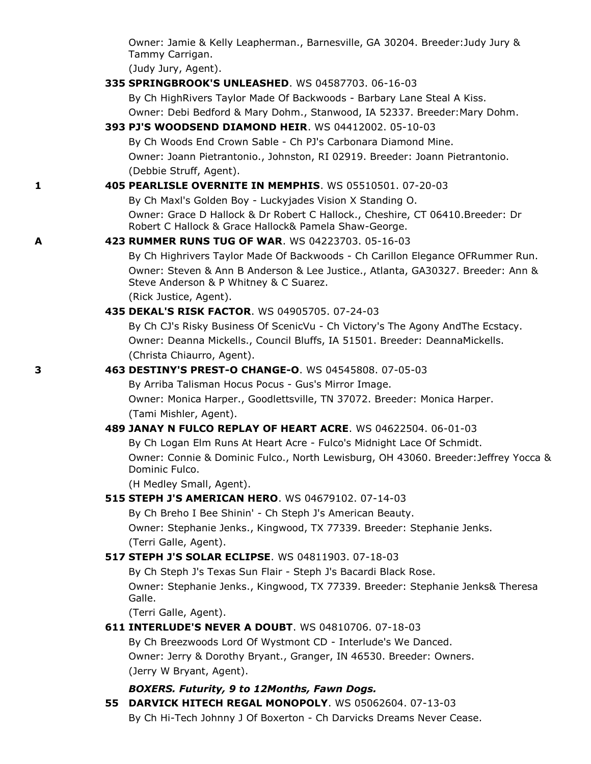Owner: Jamie & Kelly Leapherman., Barnesville, GA 30204. Breeder:Judy Jury & Tammy Carrigan.
(Judy Jury, Agent).

**335 SPRINGBROOK'S UNLEASHED**. WS 04587703. 06-16-03
By Ch HighRivers Taylor Made Of Backwoods - Barbary Lane Steal A Kiss.
Owner: Debi Bedford & Mary Dohm., Stanwood, IA 52337. Breeder:Mary Dohm.

**393 PJ'S WOODSEND DIAMOND HEIR**. WS 04412002. 05-10-03
By Ch Woods End Crown Sable - Ch PJ's Carbonara Diamond Mine.
Owner: Joann Pietrantonio., Johnston, RI 02919. Breeder: Joann Pietrantonio.
(Debbie Struff, Agent).

1 **405 PEARLISLE OVERNITE IN MEMPHIS**. WS 05510501. 07-20-03
By Ch Maxl's Golden Boy - Luckyjades Vision X Standing O.
Owner: Grace D Hallock & Dr Robert C Hallock., Cheshire, CT 06410.Breeder: Dr Robert C Hallock & Grace Hallock& Pamela Shaw-George.

A **423 RUMMER RUNS TUG OF WAR**. WS 04223703. 05-16-03
By Ch Highrivers Taylor Made Of Backwoods - Ch Carillon Elegance OFRummer Run.
Owner: Steven & Ann B Anderson & Lee Justice., Atlanta, GA30327. Breeder: Ann & Steve Anderson & P Whitney & C Suarez.
(Rick Justice, Agent).

**435 DEKAL'S RISK FACTOR**. WS 04905705. 07-24-03
By Ch CJ's Risky Business Of ScenicVu - Ch Victory's The Agony AndThe Ecstacy.
Owner: Deanna Mickells., Council Bluffs, IA 51501. Breeder: DeannaMickells.
(Christa Chiaurro, Agent).

3 **463 DESTINY'S PREST-O CHANGE-O**. WS 04545808. 07-05-03
By Arriba Talisman Hocus Pocus - Gus's Mirror Image.
Owner: Monica Harper., Goodlettsville, TN 37072. Breeder: Monica Harper.
(Tami Mishler, Agent).

**489 JANAY N FULCO REPLAY OF HEART ACRE**. WS 04622504. 06-01-03
By Ch Logan Elm Runs At Heart Acre - Fulco's Midnight Lace Of Schmidt.
Owner: Connie & Dominic Fulco., North Lewisburg, OH 43060. Breeder:Jeffrey Yocca & Dominic Fulco.
(H Medley Small, Agent).

**515 STEPH J'S AMERICAN HERO**. WS 04679102. 07-14-03
By Ch Breho I Bee Shinin' - Ch Steph J's American Beauty.
Owner: Stephanie Jenks., Kingwood, TX 77339. Breeder: Stephanie Jenks.
(Terri Galle, Agent).

**517 STEPH J'S SOLAR ECLIPSE**. WS 04811903. 07-18-03
By Ch Steph J's Texas Sun Flair - Steph J's Bacardi Black Rose.
Owner: Stephanie Jenks., Kingwood, TX 77339. Breeder: Stephanie Jenks& Theresa Galle.
(Terri Galle, Agent).

**611 INTERLUDE'S NEVER A DOUBT**. WS 04810706. 07-18-03
By Ch Breezwoods Lord Of Wystmont CD - Interlude's We Danced.
Owner: Jerry & Dorothy Bryant., Granger, IN 46530. Breeder: Owners.
(Jerry W Bryant, Agent).

***BOXERS. Futurity, 9 to 12Months, Fawn Dogs.***

**55 DARVICK HITECH REGAL MONOPOLY**. WS 05062604. 07-13-03
By Ch Hi-Tech Johnny J Of Boxerton - Ch Darvicks Dreams Never Cease.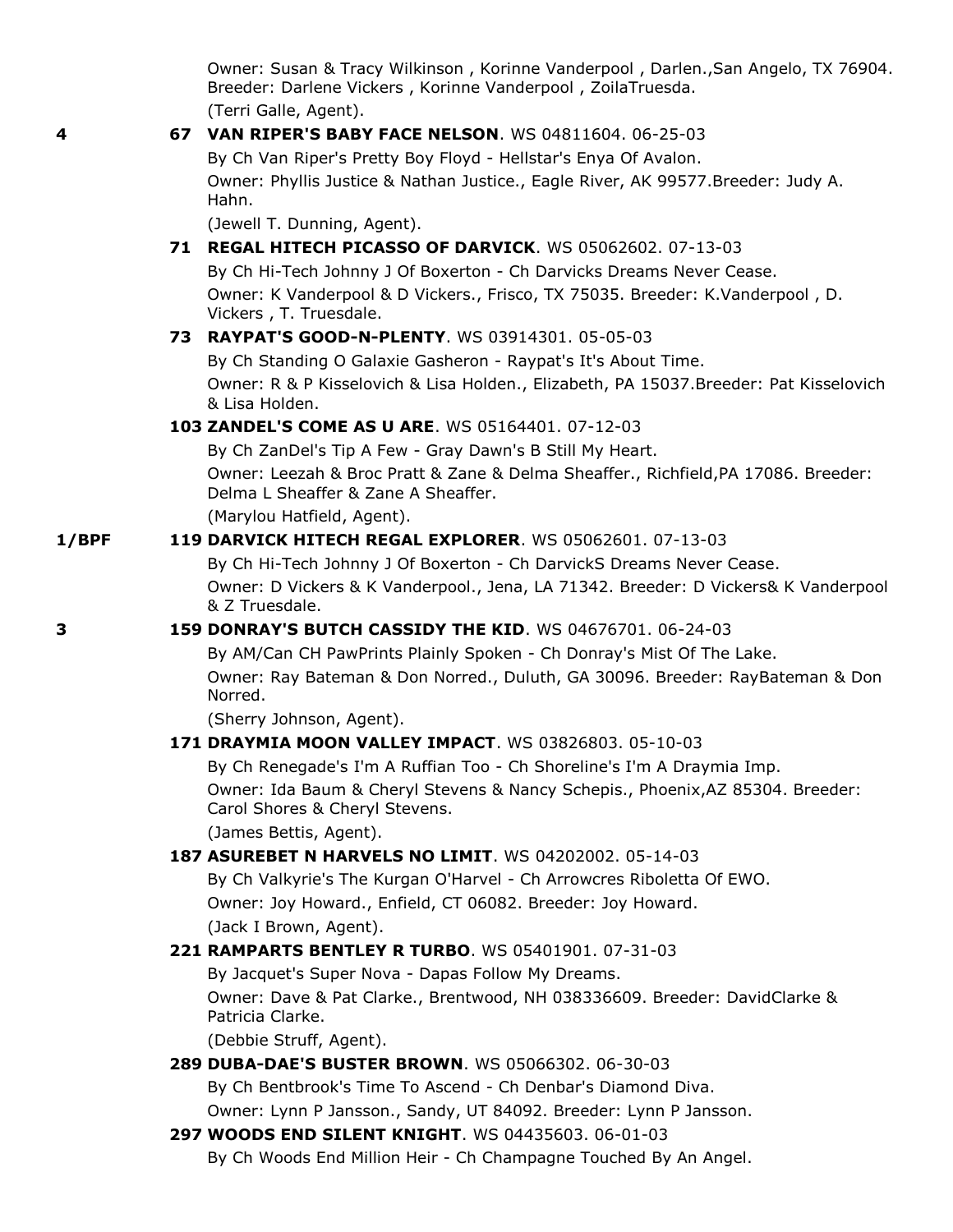Owner: Susan & Tracy Wilkinson , Korinne Vanderpool , Darlen.,San Angelo, TX 76904. Breeder: Darlene Vickers , Korinne Vanderpool , ZoilaTruesda.
(Terri Galle, Agent).

4 **67 VAN RIPER'S BABY FACE NELSON**. WS 04811604. 06-25-03
By Ch Van Riper's Pretty Boy Floyd - Hellstar's Enya Of Avalon.
Owner: Phyllis Justice & Nathan Justice., Eagle River, AK 99577.Breeder: Judy A. Hahn.
(Jewell T. Dunning, Agent).

**71 REGAL HITECH PICASSO OF DARVICK**. WS 05062602. 07-13-03
By Ch Hi-Tech Johnny J Of Boxerton - Ch Darvicks Dreams Never Cease.
Owner: K Vanderpool & D Vickers., Frisco, TX 75035. Breeder: K.Vanderpool , D. Vickers , T. Truesdale.

**73 RAYPAT'S GOOD-N-PLENTY**. WS 03914301. 05-05-03
By Ch Standing O Galaxie Gasheron - Raypat's It's About Time.
Owner: R & P Kisselovich & Lisa Holden., Elizabeth, PA 15037.Breeder: Pat Kisselovich & Lisa Holden.

**103 ZANDEL'S COME AS U ARE**. WS 05164401. 07-12-03
By Ch ZanDel's Tip A Few - Gray Dawn's B Still My Heart.
Owner: Leezah & Broc Pratt & Zane & Delma Sheaffer., Richfield,PA 17086. Breeder: Delma L Sheaffer & Zane A Sheaffer.
(Marylou Hatfield, Agent).

1/BPF **119 DARVICK HITECH REGAL EXPLORER**. WS 05062601. 07-13-03
By Ch Hi-Tech Johnny J Of Boxerton - Ch DarvickS Dreams Never Cease.
Owner: D Vickers & K Vanderpool., Jena, LA 71342. Breeder: D Vickers& K Vanderpool & Z Truesdale.

3 **159 DONRAY'S BUTCH CASSIDY THE KID**. WS 04676701. 06-24-03
By AM/Can CH PawPrints Plainly Spoken - Ch Donray's Mist Of The Lake.
Owner: Ray Bateman & Don Norred., Duluth, GA 30096. Breeder: RayBateman & Don Norred.
(Sherry Johnson, Agent).

**171 DRAYMIA MOON VALLEY IMPACT**. WS 03826803. 05-10-03
By Ch Renegade's I'm A Ruffian Too - Ch Shoreline's I'm A Draymia Imp.
Owner: Ida Baum & Cheryl Stevens & Nancy Schepis., Phoenix,AZ 85304. Breeder: Carol Shores & Cheryl Stevens.
(James Bettis, Agent).

**187 ASUREBET N HARVELS NO LIMIT**. WS 04202002. 05-14-03
By Ch Valkyrie's The Kurgan O'Harvel - Ch Arrowcres Riboletta Of EWO.
Owner: Joy Howard., Enfield, CT 06082. Breeder: Joy Howard.
(Jack I Brown, Agent).

**221 RAMPARTS BENTLEY R TURBO**. WS 05401901. 07-31-03
By Jacquet's Super Nova - Dapas Follow My Dreams.
Owner: Dave & Pat Clarke., Brentwood, NH 038336609. Breeder: DavidClarke & Patricia Clarke.
(Debbie Struff, Agent).

**289 DUBA-DAE'S BUSTER BROWN**. WS 05066302. 06-30-03
By Ch Bentbrook's Time To Ascend - Ch Denbar's Diamond Diva.
Owner: Lynn P Jansson., Sandy, UT 84092. Breeder: Lynn P Jansson.

**297 WOODS END SILENT KNIGHT**. WS 04435603. 06-01-03
By Ch Woods End Million Heir - Ch Champagne Touched By An Angel.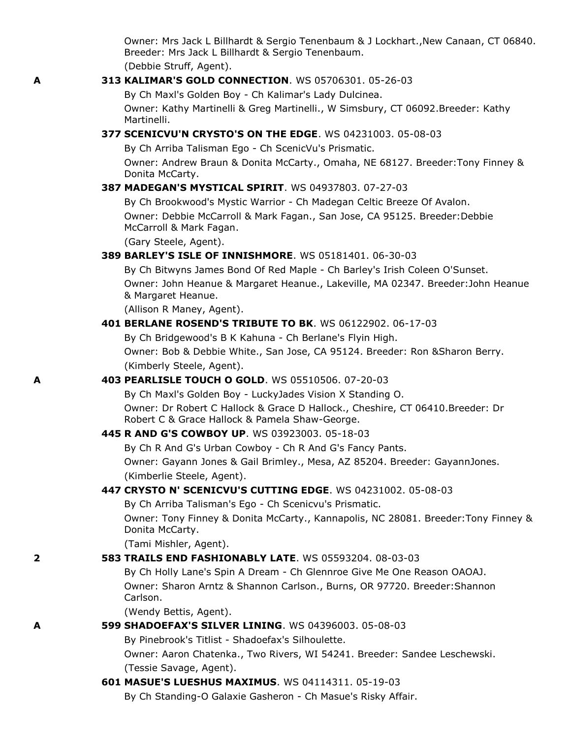Owner: Mrs Jack L Billhardt & Sergio Tenenbaum & J Lockhart.,New Canaan, CT 06840. Breeder: Mrs Jack L Billhardt & Sergio Tenenbaum.
(Debbie Struff, Agent).

A **313 KALIMAR'S GOLD CONNECTION**. WS 05706301. 05-26-03
By Ch Maxl's Golden Boy - Ch Kalimar's Lady Dulcinea.
Owner: Kathy Martinelli & Greg Martinelli., W Simsbury, CT 06092.Breeder: Kathy Martinelli.

**377 SCENICVU'N CRYSTO'S ON THE EDGE**. WS 04231003. 05-08-03
By Ch Arriba Talisman Ego - Ch ScenicVu's Prismatic.
Owner: Andrew Braun & Donita McCarty., Omaha, NE 68127. Breeder:Tony Finney & Donita McCarty.

**387 MADEGAN'S MYSTICAL SPIRIT**. WS 04937803. 07-27-03
By Ch Brookwood's Mystic Warrior - Ch Madegan Celtic Breeze Of Avalon.
Owner: Debbie McCarroll & Mark Fagan., San Jose, CA 95125. Breeder:Debbie McCarroll & Mark Fagan.
(Gary Steele, Agent).

**389 BARLEY'S ISLE OF INNISHMORE**. WS 05181401. 06-30-03
By Ch Bitwyns James Bond Of Red Maple - Ch Barley's Irish Coleen O'Sunset.
Owner: John Heanue & Margaret Heanue., Lakeville, MA 02347. Breeder:John Heanue & Margaret Heanue.
(Allison R Maney, Agent).

**401 BERLANE ROSEND'S TRIBUTE TO BK**. WS 06122902. 06-17-03
By Ch Bridgewood's B K Kahuna - Ch Berlane's Flyin High.
Owner: Bob & Debbie White., San Jose, CA 95124. Breeder: Ron &Sharon Berry.
(Kimberly Steele, Agent).

A **403 PEARLISLE TOUCH O GOLD**. WS 05510506. 07-20-03
By Ch Maxl's Golden Boy - LuckyJades Vision X Standing O.
Owner: Dr Robert C Hallock & Grace D Hallock., Cheshire, CT 06410.Breeder: Dr Robert C & Grace Hallock & Pamela Shaw-George.

**445 R AND G'S COWBOY UP**. WS 03923003. 05-18-03
By Ch R And G's Urban Cowboy - Ch R And G's Fancy Pants.
Owner: Gayann Jones & Gail Brimley., Mesa, AZ 85204. Breeder: GayannJones.
(Kimberlie Steele, Agent).

**447 CRYSTO N' SCENICVU'S CUTTING EDGE**. WS 04231002. 05-08-03
By Ch Arriba Talisman's Ego - Ch Scenicvu's Prismatic.
Owner: Tony Finney & Donita McCarty., Kannapolis, NC 28081. Breeder:Tony Finney & Donita McCarty.
(Tami Mishler, Agent).

2 **583 TRAILS END FASHIONABLY LATE**. WS 05593204. 08-03-03
By Ch Holly Lane's Spin A Dream - Ch Glennroe Give Me One Reason OAOAJ.
Owner: Sharon Arntz & Shannon Carlson., Burns, OR 97720. Breeder:Shannon Carlson.
(Wendy Bettis, Agent).

A **599 SHADOEFAX'S SILVER LINING**. WS 04396003. 05-08-03
By Pinebrook's Titlist - Shadoefax's Silhoulette.
Owner: Aaron Chatenka., Two Rivers, WI 54241. Breeder: Sandee Leschewski.
(Tessie Savage, Agent).

**601 MASUE'S LUESHUS MAXIMUS**. WS 04114311. 05-19-03
By Ch Standing-O Galaxie Gasheron - Ch Masue's Risky Affair.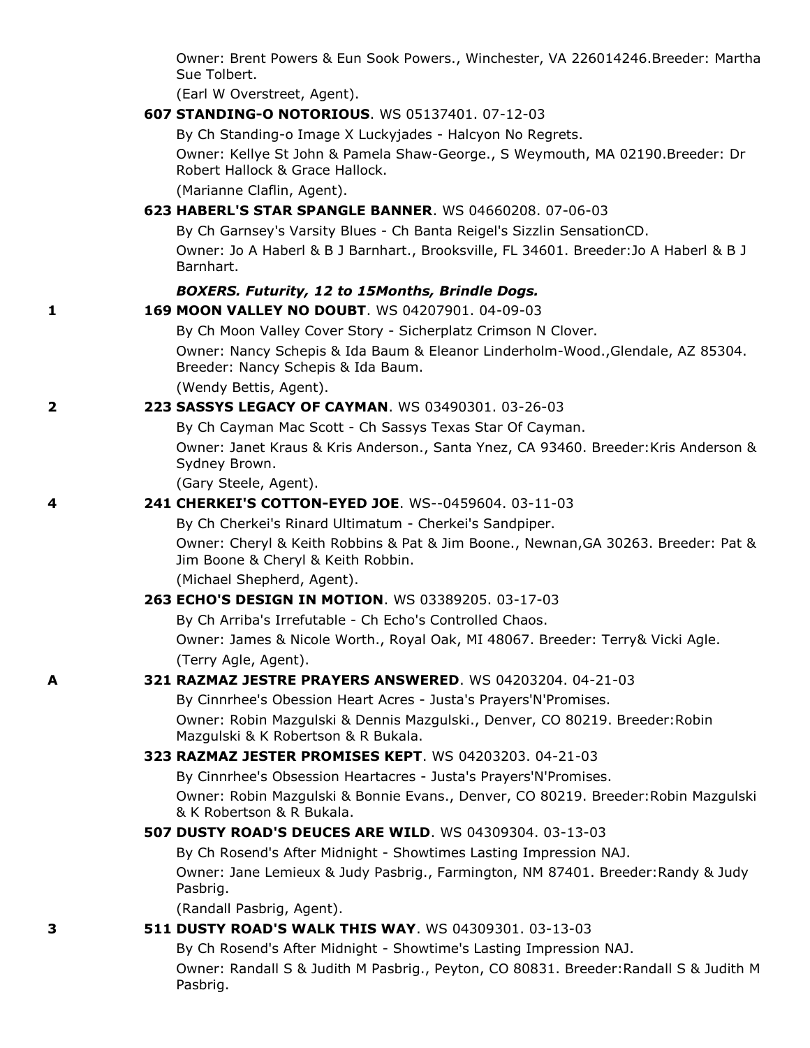Owner: Brent Powers & Eun Sook Powers., Winchester, VA 226014246.Breeder: Martha Sue Tolbert.

(Earl W Overstreet, Agent).

**607 STANDING-O NOTORIOUS**. WS 05137401. 07-12-03

By Ch Standing-o Image X Luckyjades - Halcyon No Regrets.

Owner: Kellye St John & Pamela Shaw-George., S Weymouth, MA 02190.Breeder: Dr Robert Hallock & Grace Hallock.

(Marianne Claflin, Agent).

**623 HABERL'S STAR SPANGLE BANNER**. WS 04660208. 07-06-03

By Ch Garnsey's Varsity Blues - Ch Banta Reigel's Sizzlin SensationCD.

Owner: Jo A Haberl & B J Barnhart., Brooksville, FL 34601. Breeder:Jo A Haberl & B J Barnhart.

***BOXERS. Futurity, 12 to 15Months, Brindle Dogs.***

1 **169 MOON VALLEY NO DOUBT**. WS 04207901. 04-09-03

By Ch Moon Valley Cover Story - Sicherplatz Crimson N Clover.

Owner: Nancy Schepis & Ida Baum & Eleanor Linderholm-Wood.,Glendale, AZ 85304. Breeder: Nancy Schepis & Ida Baum.

(Wendy Bettis, Agent).

2 **223 SASSYS LEGACY OF CAYMAN**. WS 03490301. 03-26-03

By Ch Cayman Mac Scott - Ch Sassys Texas Star Of Cayman.

Owner: Janet Kraus & Kris Anderson., Santa Ynez, CA 93460. Breeder:Kris Anderson & Sydney Brown.

(Gary Steele, Agent).

4 **241 CHERKEI'S COTTON-EYED JOE**. WS--0459604. 03-11-03

By Ch Cherkei's Rinard Ultimatum - Cherkei's Sandpiper.

Owner: Cheryl & Keith Robbins & Pat & Jim Boone., Newnan,GA 30263. Breeder: Pat & Jim Boone & Cheryl & Keith Robbin.

(Michael Shepherd, Agent).

**263 ECHO'S DESIGN IN MOTION**. WS 03389205. 03-17-03

By Ch Arriba's Irrefutable - Ch Echo's Controlled Chaos.

Owner: James & Nicole Worth., Royal Oak, MI 48067. Breeder: Terry& Vicki Agle.

(Terry Agle, Agent).

A **321 RAZMAZ JESTRE PRAYERS ANSWERED**. WS 04203204. 04-21-03

By Cinnrhee's Obession Heart Acres - Justa's Prayers'N'Promises.

Owner: Robin Mazgulski & Dennis Mazgulski., Denver, CO 80219. Breeder:Robin Mazgulski & K Robertson & R Bukala.

**323 RAZMAZ JESTER PROMISES KEPT**. WS 04203203. 04-21-03

By Cinnrhee's Obsession Heartacres - Justa's Prayers'N'Promises.

Owner: Robin Mazgulski & Bonnie Evans., Denver, CO 80219. Breeder:Robin Mazgulski & K Robertson & R Bukala.

**507 DUSTY ROAD'S DEUCES ARE WILD**. WS 04309304. 03-13-03

By Ch Rosend's After Midnight - Showtimes Lasting Impression NAJ.

Owner: Jane Lemieux & Judy Pasbrig., Farmington, NM 87401. Breeder:Randy & Judy Pasbrig.

(Randall Pasbrig, Agent).

3 **511 DUSTY ROAD'S WALK THIS WAY**. WS 04309301. 03-13-03

By Ch Rosend's After Midnight - Showtime's Lasting Impression NAJ.

Owner: Randall S & Judith M Pasbrig., Peyton, CO 80831. Breeder:Randall S & Judith M Pasbrig.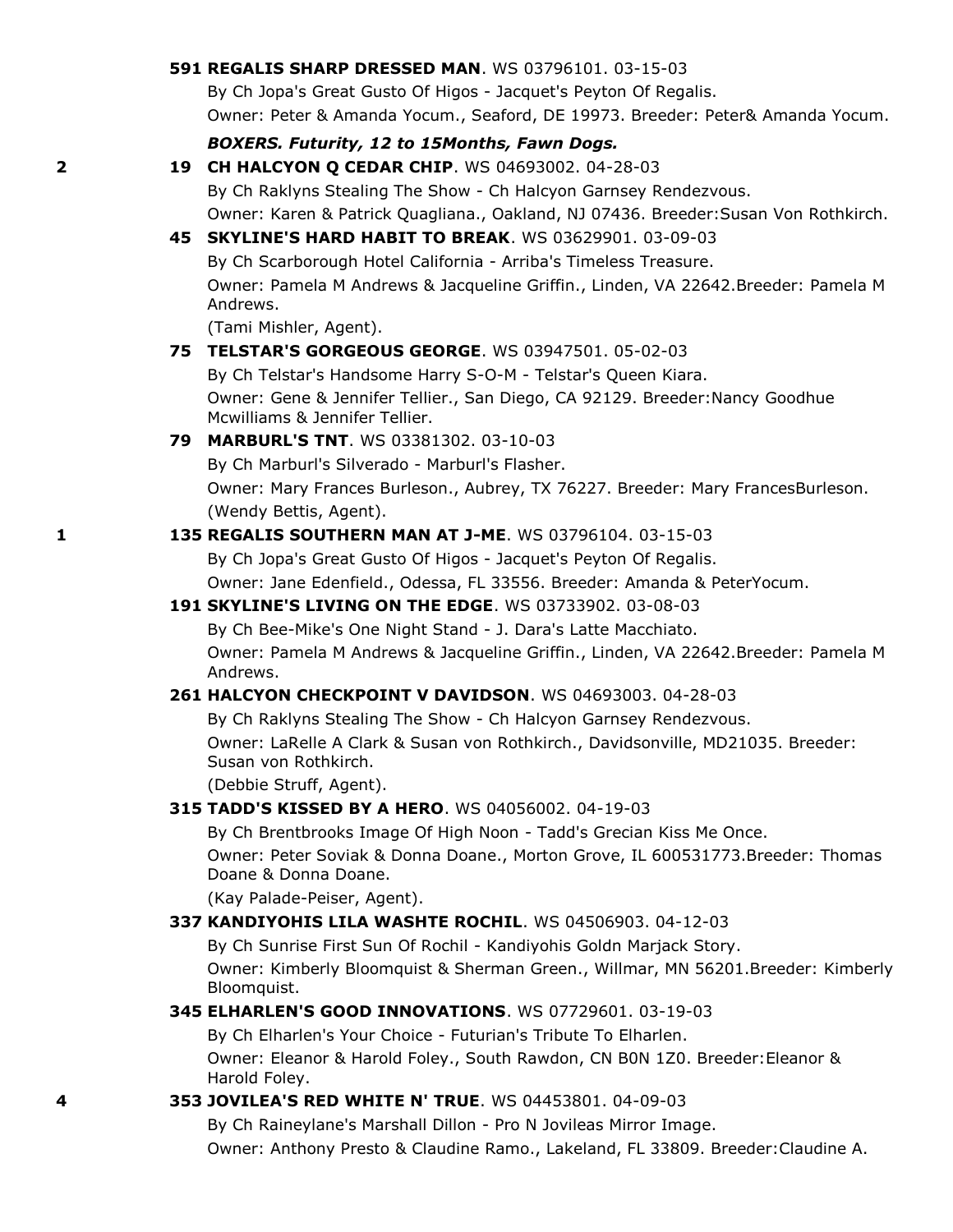**591 REGALIS SHARP DRESSED MAN**. WS 03796101. 03-15-03
By Ch Jopa's Great Gusto Of Higos - Jacquet's Peyton Of Regalis.
Owner: Peter & Amanda Yocum., Seaford, DE 19973. Breeder: Peter& Amanda Yocum.

***BOXERS. Futurity, 12 to 15Months, Fawn Dogs.***

2 **19 CH HALCYON Q CEDAR CHIP**. WS 04693002. 04-28-03
By Ch Raklyns Stealing The Show - Ch Halcyon Garnsey Rendezvous.
Owner: Karen & Patrick Quagliana., Oakland, NJ 07436. Breeder:Susan Von Rothkirch.

**45 SKYLINE'S HARD HABIT TO BREAK**. WS 03629901. 03-09-03
By Ch Scarborough Hotel California - Arriba's Timeless Treasure.
Owner: Pamela M Andrews & Jacqueline Griffin., Linden, VA 22642.Breeder: Pamela M Andrews.
(Tami Mishler, Agent).

**75 TELSTAR'S GORGEOUS GEORGE**. WS 03947501. 05-02-03
By Ch Telstar's Handsome Harry S-O-M - Telstar's Queen Kiara.
Owner: Gene & Jennifer Tellier., San Diego, CA 92129. Breeder:Nancy Goodhue Mcwilliams & Jennifer Tellier.

**79 MARBURL'S TNT**. WS 03381302. 03-10-03
By Ch Marburl's Silverado - Marburl's Flasher.
Owner: Mary Frances Burleson., Aubrey, TX 76227. Breeder: Mary FrancesBurleson.
(Wendy Bettis, Agent).

1 **135 REGALIS SOUTHERN MAN AT J-ME**. WS 03796104. 03-15-03
By Ch Jopa's Great Gusto Of Higos - Jacquet's Peyton Of Regalis.
Owner: Jane Edenfield., Odessa, FL 33556. Breeder: Amanda & PeterYocum.

**191 SKYLINE'S LIVING ON THE EDGE**. WS 03733902. 03-08-03
By Ch Bee-Mike's One Night Stand - J. Dara's Latte Macchiato.
Owner: Pamela M Andrews & Jacqueline Griffin., Linden, VA 22642.Breeder: Pamela M Andrews.

**261 HALCYON CHECKPOINT V DAVIDSON**. WS 04693003. 04-28-03
By Ch Raklyns Stealing The Show - Ch Halcyon Garnsey Rendezvous.
Owner: LaRelle A Clark & Susan von Rothkirch., Davidsonville, MD21035. Breeder: Susan von Rothkirch.
(Debbie Struff, Agent).

**315 TADD'S KISSED BY A HERO**. WS 04056002. 04-19-03
By Ch Brentbrooks Image Of High Noon - Tadd's Grecian Kiss Me Once.
Owner: Peter Soviak & Donna Doane., Morton Grove, IL 600531773.Breeder: Thomas Doane & Donna Doane.
(Kay Palade-Peiser, Agent).

**337 KANDIYOHIS LILA WASHTE ROCHIL**. WS 04506903. 04-12-03
By Ch Sunrise First Sun Of Rochil - Kandiyohis Goldn Marjack Story.
Owner: Kimberly Bloomquist & Sherman Green., Willmar, MN 56201.Breeder: Kimberly Bloomquist.

**345 ELHARLEN'S GOOD INNOVATIONS**. WS 07729601. 03-19-03
By Ch Elharlen's Your Choice - Futurian's Tribute To Elharlen.
Owner: Eleanor & Harold Foley., South Rawdon, CN B0N 1Z0. Breeder:Eleanor & Harold Foley.

4 **353 JOVILEA'S RED WHITE N' TRUE**. WS 04453801. 04-09-03
By Ch Raineylane's Marshall Dillon - Pro N Jovileas Mirror Image.
Owner: Anthony Presto & Claudine Ramo., Lakeland, FL 33809. Breeder:Claudine A.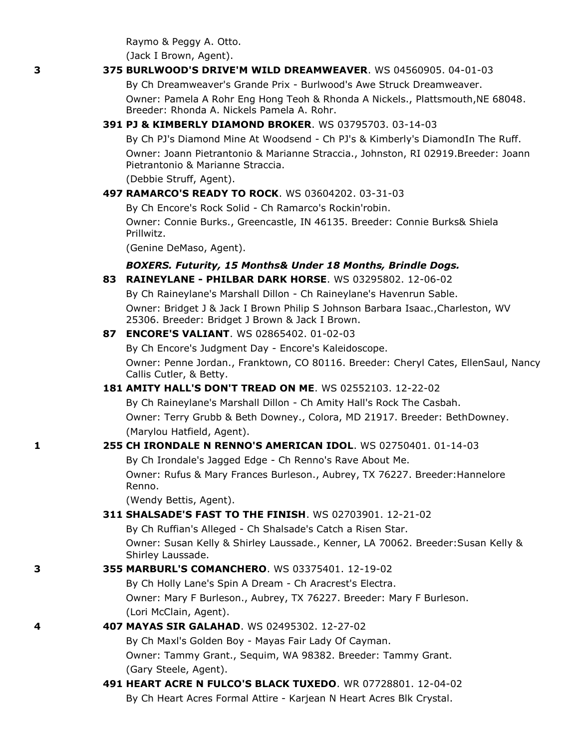Raymo & Peggy A. Otto.
(Jack I Brown, Agent).

3 **375 BURLWOOD'S DRIVE'M WILD DREAMWEAVER**. WS 04560905. 04-01-03
By Ch Dreamweaver's Grande Prix - Burlwood's Awe Struck Dreamweaver.
Owner: Pamela A Rohr Eng Hong Teoh & Rhonda A Nickels., Plattsmouth,NE 68048. Breeder: Rhonda A. Nickels Pamela A. Rohr.

**391 PJ & KIMBERLY DIAMOND BROKER**. WS 03795703. 03-14-03
By Ch PJ's Diamond Mine At Woodsend - Ch PJ's & Kimberly's DiamondIn The Ruff.
Owner: Joann Pietrantonio & Marianne Straccia., Johnston, RI 02919.Breeder: Joann Pietrantonio & Marianne Straccia.
(Debbie Struff, Agent).

**497 RAMARCO'S READY TO ROCK**. WS 03604202. 03-31-03
By Ch Encore's Rock Solid - Ch Ramarco's Rockin'robin.
Owner: Connie Burks., Greencastle, IN 46135. Breeder: Connie Burks& Shiela Prillwitz.
(Genine DeMaso, Agent).

***BOXERS. Futurity, 15 Months& Under 18 Months, Brindle Dogs.***

**83 RAINEYLANE - PHILBAR DARK HORSE**. WS 03295802. 12-06-02
By Ch Raineylane's Marshall Dillon - Ch Raineylane's Havenrun Sable.
Owner: Bridget J & Jack I Brown Philip S Johnson Barbara Isaac.,Charleston, WV 25306. Breeder: Bridget J Brown & Jack I Brown.

**87 ENCORE'S VALIANT**. WS 02865402. 01-02-03
By Ch Encore's Judgment Day - Encore's Kaleidoscope.
Owner: Penne Jordan., Franktown, CO 80116. Breeder: Cheryl Cates, EllenSaul, Nancy Callis Cutler, & Betty.

**181 AMITY HALL'S DON'T TREAD ON ME**. WS 02552103. 12-22-02
By Ch Raineylane's Marshall Dillon - Ch Amity Hall's Rock The Casbah.
Owner: Terry Grubb & Beth Downey., Colora, MD 21917. Breeder: BethDowney.
(Marylou Hatfield, Agent).

1 **255 CH IRONDALE N RENNO'S AMERICAN IDOL**. WS 02750401. 01-14-03
By Ch Irondale's Jagged Edge - Ch Renno's Rave About Me.
Owner: Rufus & Mary Frances Burleson., Aubrey, TX 76227. Breeder:Hannelore Renno.
(Wendy Bettis, Agent).

**311 SHALSADE'S FAST TO THE FINISH**. WS 02703901. 12-21-02
By Ch Ruffian's Alleged - Ch Shalsade's Catch a Risen Star.
Owner: Susan Kelly & Shirley Laussade., Kenner, LA 70062. Breeder:Susan Kelly & Shirley Laussade.

3 **355 MARBURL'S COMANCHERO**. WS 03375401. 12-19-02
By Ch Holly Lane's Spin A Dream - Ch Aracrest's Electra.
Owner: Mary F Burleson., Aubrey, TX 76227. Breeder: Mary F Burleson.
(Lori McClain, Agent).

4 **407 MAYAS SIR GALAHAD**. WS 02495302. 12-27-02
By Ch Maxl's Golden Boy - Mayas Fair Lady Of Cayman.
Owner: Tammy Grant., Sequim, WA 98382. Breeder: Tammy Grant.
(Gary Steele, Agent).

**491 HEART ACRE N FULCO'S BLACK TUXEDO**. WR 07728801. 12-04-02
By Ch Heart Acres Formal Attire - Karjean N Heart Acres Blk Crystal.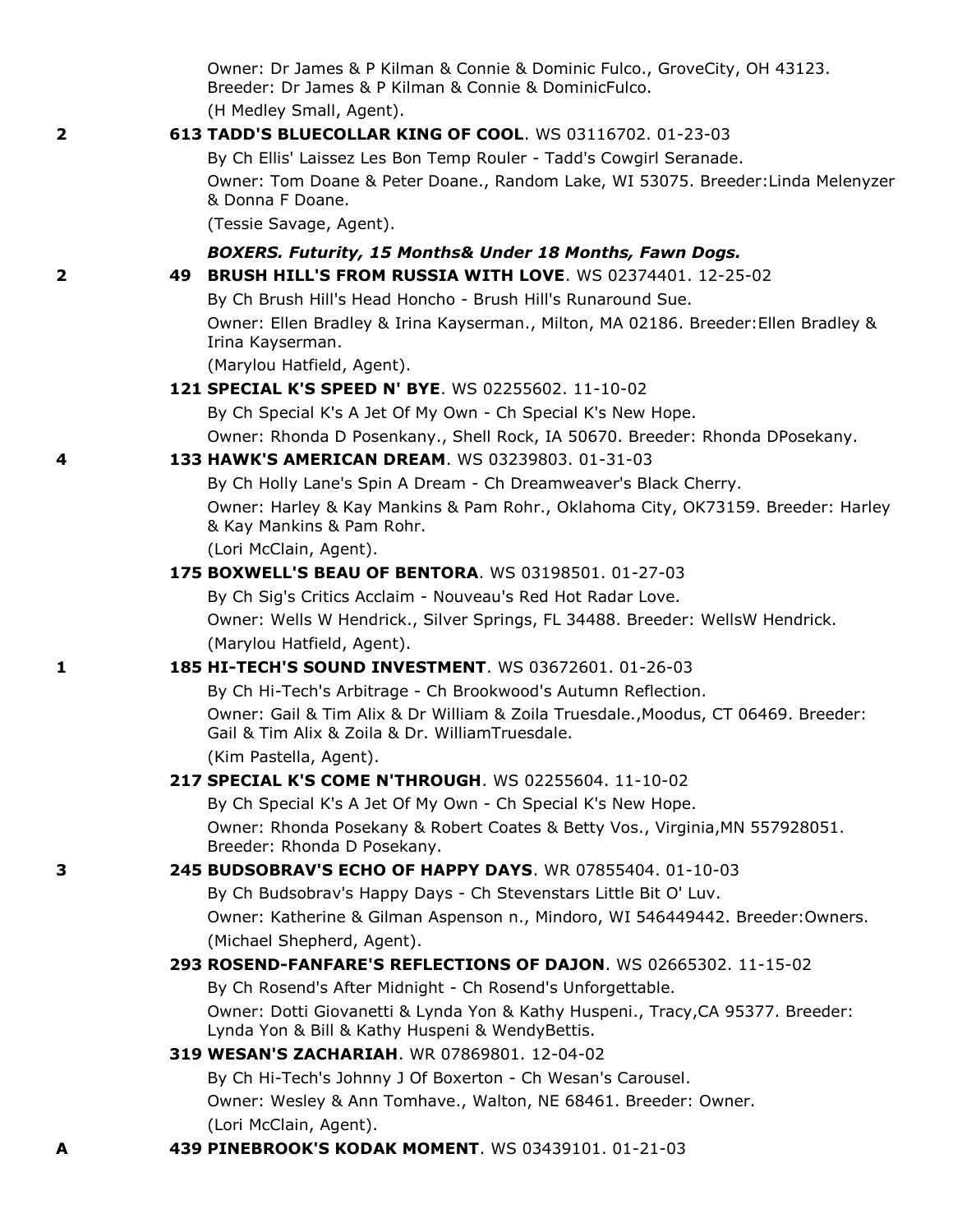Owner: Dr James & P Kilman & Connie & Dominic Fulco., GroveCity, OH 43123. Breeder: Dr James & P Kilman & Connie & DominicFulco.
(H Medley Small, Agent).

**2** **613 TADD'S BLUECOLLAR KING OF COOL**. WS 03116702. 01-23-03
By Ch Ellis' Laissez Les Bon Temp Rouler - Tadd's Cowgirl Seranade.
Owner: Tom Doane & Peter Doane., Random Lake, WI 53075. Breeder:Linda Melenyzer & Donna F Doane.
(Tessie Savage, Agent).

***BOXERS. Futurity, 15 Months& Under 18 Months, Fawn Dogs.***

**2** **49 BRUSH HILL'S FROM RUSSIA WITH LOVE**. WS 02374401. 12-25-02
By Ch Brush Hill's Head Honcho - Brush Hill's Runaround Sue.
Owner: Ellen Bradley & Irina Kayserman., Milton, MA 02186. Breeder:Ellen Bradley & Irina Kayserman.
(Marylou Hatfield, Agent).

**121 SPECIAL K'S SPEED N' BYE**. WS 02255602. 11-10-02
By Ch Special K's A Jet Of My Own - Ch Special K's New Hope.
Owner: Rhonda D Posenkany., Shell Rock, IA 50670. Breeder: Rhonda DPosekany.

**4** **133 HAWK'S AMERICAN DREAM**. WS 03239803. 01-31-03
By Ch Holly Lane's Spin A Dream - Ch Dreamweaver's Black Cherry.
Owner: Harley & Kay Mankins & Pam Rohr., Oklahoma City, OK73159. Breeder: Harley & Kay Mankins & Pam Rohr.
(Lori McClain, Agent).

**175 BOXWELL'S BEAU OF BENTORA**. WS 03198501. 01-27-03
By Ch Sig's Critics Acclaim - Nouveau's Red Hot Radar Love.
Owner: Wells W Hendrick., Silver Springs, FL 34488. Breeder: WellsW Hendrick.
(Marylou Hatfield, Agent).

**1** **185 HI-TECH'S SOUND INVESTMENT**. WS 03672601. 01-26-03
By Ch Hi-Tech's Arbitrage - Ch Brookwood's Autumn Reflection.
Owner: Gail & Tim Alix & Dr William & Zoila Truesdale.,Moodus, CT 06469. Breeder: Gail & Tim Alix & Zoila & Dr. WilliamTruesdale.
(Kim Pastella, Agent).

**217 SPECIAL K'S COME N'THROUGH**. WS 02255604. 11-10-02
By Ch Special K's A Jet Of My Own - Ch Special K's New Hope.
Owner: Rhonda Posekany & Robert Coates & Betty Vos., Virginia,MN 557928051. Breeder: Rhonda D Posekany.

**3** **245 BUDSOBRAV'S ECHO OF HAPPY DAYS**. WR 07855404. 01-10-03
By Ch Budsobrav's Happy Days - Ch Stevenstars Little Bit O' Luv.
Owner: Katherine & Gilman Aspenson n., Mindoro, WI 546449442. Breeder:Owners.
(Michael Shepherd, Agent).

**293 ROSEND-FANFARE'S REFLECTIONS OF DAJON**. WS 02665302. 11-15-02
By Ch Rosend's After Midnight - Ch Rosend's Unforgettable.
Owner: Dotti Giovanetti & Lynda Yon & Kathy Huspeni., Tracy,CA 95377. Breeder: Lynda Yon & Bill & Kathy Huspeni & WendyBettis.

**319 WESAN'S ZACHARIAH**. WR 07869801. 12-04-02
By Ch Hi-Tech's Johnny J Of Boxerton - Ch Wesan's Carousel.
Owner: Wesley & Ann Tomhave., Walton, NE 68461. Breeder: Owner.
(Lori McClain, Agent).

**A** **439 PINEBROOK'S KODAK MOMENT**. WS 03439101. 01-21-03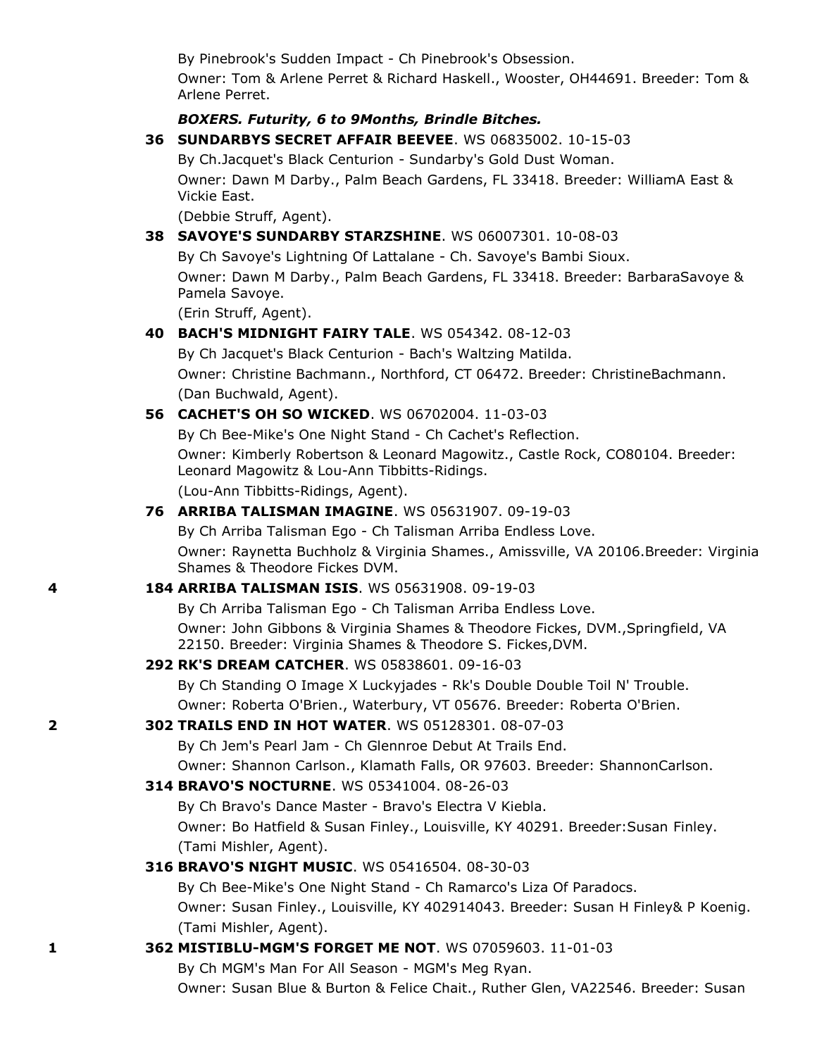By Pinebrook's Sudden Impact - Ch Pinebrook's Obsession.

Owner: Tom & Arlene Perret & Richard Haskell., Wooster, OH44691. Breeder: Tom & Arlene Perret.

***BOXERS. Futurity, 6 to 9Months, Brindle Bitches.***

**36 SUNDARBYS SECRET AFFAIR BEEVEE**. WS 06835002. 10-15-03

By Ch.Jacquet's Black Centurion - Sundarby's Gold Dust Woman.

Owner: Dawn M Darby., Palm Beach Gardens, FL 33418. Breeder: WilliamA East & Vickie East.

(Debbie Struff, Agent).

**38 SAVOYE'S SUNDARBY STARZSHINE**. WS 06007301. 10-08-03

By Ch Savoye's Lightning Of Lattalane - Ch. Savoye's Bambi Sioux.

Owner: Dawn M Darby., Palm Beach Gardens, FL 33418. Breeder: BarbaraSavoye & Pamela Savoye.

(Erin Struff, Agent).

**40 BACH'S MIDNIGHT FAIRY TALE**. WS 054342. 08-12-03

By Ch Jacquet's Black Centurion - Bach's Waltzing Matilda.

Owner: Christine Bachmann., Northford, CT 06472. Breeder: ChristineBachmann.

(Dan Buchwald, Agent).

**56 CACHET'S OH SO WICKED**. WS 06702004. 11-03-03

By Ch Bee-Mike's One Night Stand - Ch Cachet's Reflection.

Owner: Kimberly Robertson & Leonard Magowitz., Castle Rock, CO80104. Breeder: Leonard Magowitz & Lou-Ann Tibbitts-Ridings.

(Lou-Ann Tibbitts-Ridings, Agent).

**76 ARRIBA TALISMAN IMAGINE**. WS 05631907. 09-19-03

By Ch Arriba Talisman Ego - Ch Talisman Arriba Endless Love.

Owner: Raynetta Buchholz & Virginia Shames., Amissville, VA 20106.Breeder: Virginia Shames & Theodore Fickes DVM.

4 **184 ARRIBA TALISMAN ISIS**. WS 05631908. 09-19-03

By Ch Arriba Talisman Ego - Ch Talisman Arriba Endless Love.

Owner: John Gibbons & Virginia Shames & Theodore Fickes, DVM.,Springfield, VA 22150. Breeder: Virginia Shames & Theodore S. Fickes,DVM.

**292 RK'S DREAM CATCHER**. WS 05838601. 09-16-03

By Ch Standing O Image X Luckyjades - Rk's Double Double Toil N' Trouble.

Owner: Roberta O'Brien., Waterbury, VT 05676. Breeder: Roberta O'Brien.

2 **302 TRAILS END IN HOT WATER**. WS 05128301. 08-07-03

By Ch Jem's Pearl Jam - Ch Glennroe Debut At Trails End.

Owner: Shannon Carlson., Klamath Falls, OR 97603. Breeder: ShannonCarlson.

**314 BRAVO'S NOCTURNE**. WS 05341004. 08-26-03

By Ch Bravo's Dance Master - Bravo's Electra V Kiebla.

Owner: Bo Hatfield & Susan Finley., Louisville, KY 40291. Breeder:Susan Finley.

(Tami Mishler, Agent).

**316 BRAVO'S NIGHT MUSIC**. WS 05416504. 08-30-03

By Ch Bee-Mike's One Night Stand - Ch Ramarco's Liza Of Paradocs.

Owner: Susan Finley., Louisville, KY 402914043. Breeder: Susan H Finley& P Koenig.

(Tami Mishler, Agent).

1 **362 MISTIBLU-MGM'S FORGET ME NOT**. WS 07059603. 11-01-03

By Ch MGM's Man For All Season - MGM's Meg Ryan.

Owner: Susan Blue & Burton & Felice Chait., Ruther Glen, VA22546. Breeder: Susan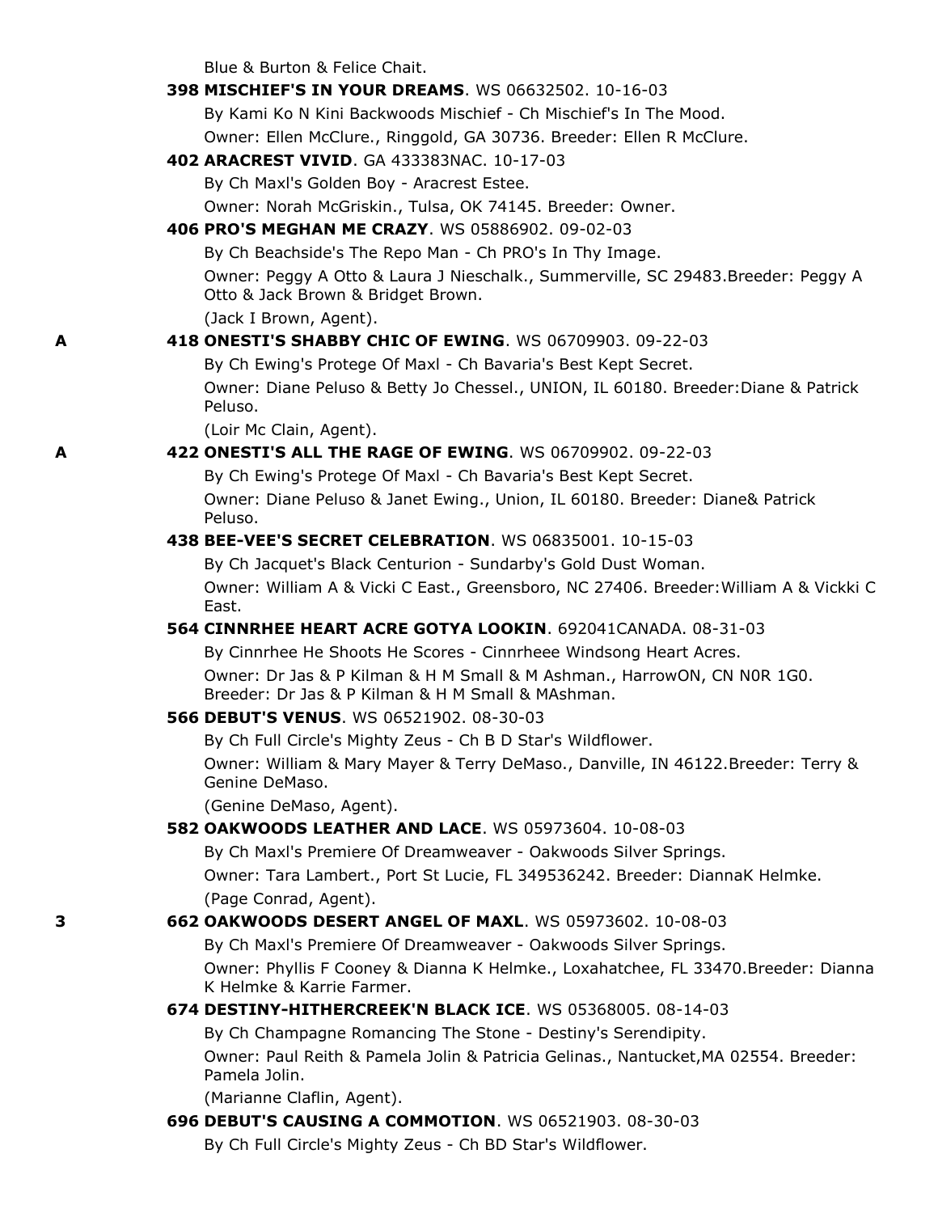Blue & Burton & Felice Chait.

**398 MISCHIEF'S IN YOUR DREAMS**. WS 06632502. 10-16-03

By Kami Ko N Kini Backwoods Mischief - Ch Mischief's In The Mood.

Owner: Ellen McClure., Ringgold, GA 30736. Breeder: Ellen R McClure.

**402 ARACREST VIVID**. GA 433383NAC. 10-17-03

By Ch Maxl's Golden Boy - Aracrest Estee.

Owner: Norah McGriskin., Tulsa, OK 74145. Breeder: Owner.

**406 PRO'S MEGHAN ME CRAZY**. WS 05886902. 09-02-03

By Ch Beachside's The Repo Man - Ch PRO's In Thy Image.

Owner: Peggy A Otto & Laura J Nieschalk., Summerville, SC 29483.Breeder: Peggy A Otto & Jack Brown & Bridget Brown.

(Jack I Brown, Agent).

A **418 ONESTI'S SHABBY CHIC OF EWING**. WS 06709903. 09-22-03

By Ch Ewing's Protege Of Maxl - Ch Bavaria's Best Kept Secret.

Owner: Diane Peluso & Betty Jo Chessel., UNION, IL 60180. Breeder:Diane & Patrick Peluso.

(Loir Mc Clain, Agent).

A **422 ONESTI'S ALL THE RAGE OF EWING**. WS 06709902. 09-22-03

By Ch Ewing's Protege Of Maxl - Ch Bavaria's Best Kept Secret.

Owner: Diane Peluso & Janet Ewing., Union, IL 60180. Breeder: Diane& Patrick Peluso.

**438 BEE-VEE'S SECRET CELEBRATION**. WS 06835001. 10-15-03

By Ch Jacquet's Black Centurion - Sundarby's Gold Dust Woman.

Owner: William A & Vicki C East., Greensboro, NC 27406. Breeder:William A & Vickki C East.

**564 CINNRHEE HEART ACRE GOTYA LOOKIN**. 692041CANADA. 08-31-03

By Cinnrhee He Shoots He Scores - Cinnrheee Windsong Heart Acres.

Owner: Dr Jas & P Kilman & H M Small & M Ashman., HarrowON, CN N0R 1G0. Breeder: Dr Jas & P Kilman & H M Small & MAshman.

**566 DEBUT'S VENUS**. WS 06521902. 08-30-03

By Ch Full Circle's Mighty Zeus - Ch B D Star's Wildflower.

Owner: William & Mary Mayer & Terry DeMaso., Danville, IN 46122.Breeder: Terry & Genine DeMaso.

(Genine DeMaso, Agent).

**582 OAKWOODS LEATHER AND LACE**. WS 05973604. 10-08-03

By Ch Maxl's Premiere Of Dreamweaver - Oakwoods Silver Springs.

Owner: Tara Lambert., Port St Lucie, FL 349536242. Breeder: DiannaK Helmke.

(Page Conrad, Agent).

3 **662 OAKWOODS DESERT ANGEL OF MAXL**. WS 05973602. 10-08-03

By Ch Maxl's Premiere Of Dreamweaver - Oakwoods Silver Springs.

Owner: Phyllis F Cooney & Dianna K Helmke., Loxahatchee, FL 33470.Breeder: Dianna K Helmke & Karrie Farmer.

**674 DESTINY-HITHERCREEK'N BLACK ICE**. WS 05368005. 08-14-03

By Ch Champagne Romancing The Stone - Destiny's Serendipity.

Owner: Paul Reith & Pamela Jolin & Patricia Gelinas., Nantucket,MA 02554. Breeder: Pamela Jolin.

(Marianne Claflin, Agent).

**696 DEBUT'S CAUSING A COMMOTION**. WS 06521903. 08-30-03

By Ch Full Circle's Mighty Zeus - Ch BD Star's Wildflower.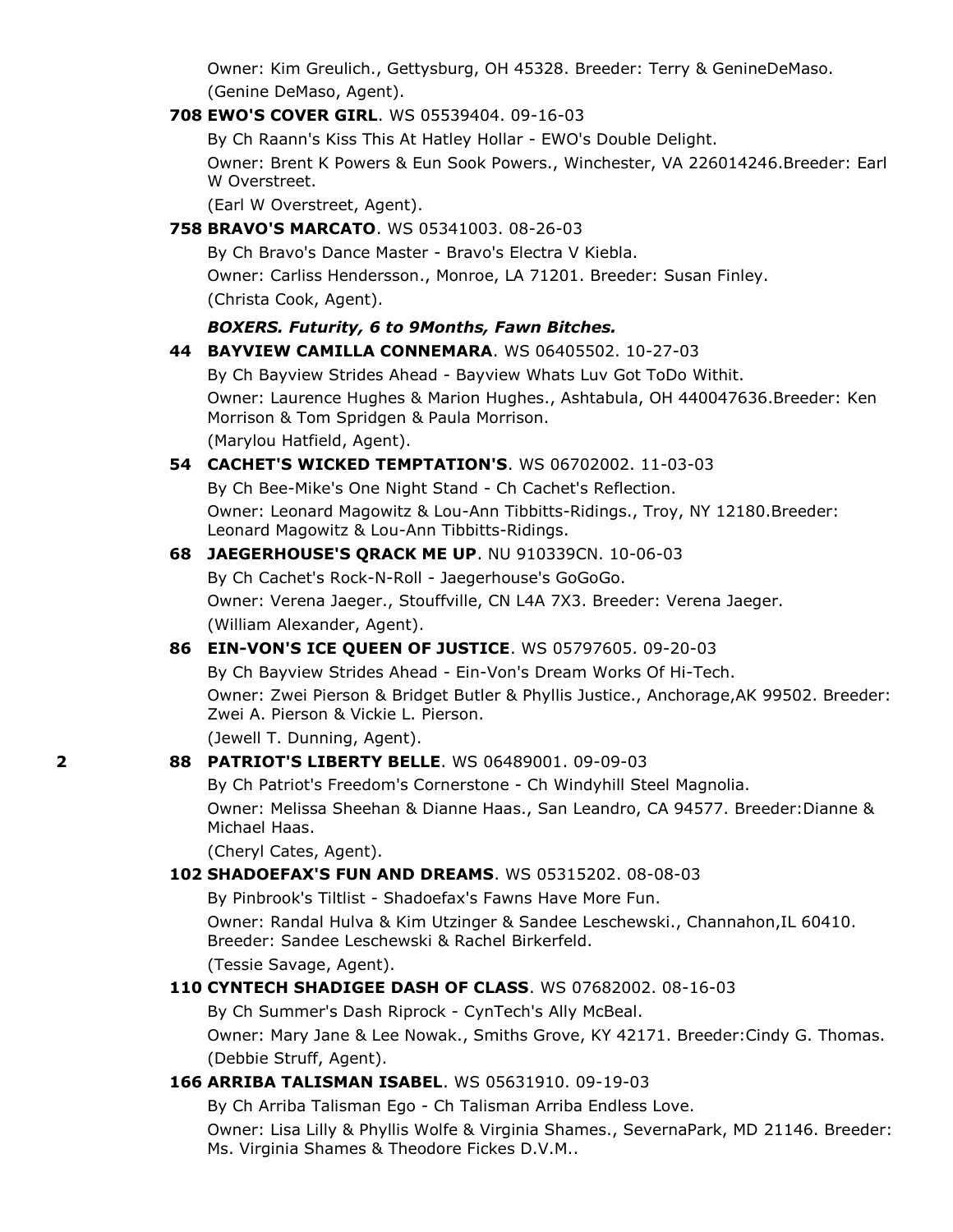Owner: Kim Greulich., Gettysburg, OH 45328. Breeder: Terry & GenineDeMaso. (Genine DeMaso, Agent).

**708 EWO'S COVER GIRL**. WS 05539404. 09-16-03

By Ch Raann's Kiss This At Hatley Hollar - EWO's Double Delight.

Owner: Brent K Powers & Eun Sook Powers., Winchester, VA 226014246.Breeder: Earl W Overstreet.

(Earl W Overstreet, Agent).

**758 BRAVO'S MARCATO**. WS 05341003. 08-26-03

By Ch Bravo's Dance Master - Bravo's Electra V Kiebla.

Owner: Carliss Hendersson., Monroe, LA 71201. Breeder: Susan Finley.

(Christa Cook, Agent).

***BOXERS. Futurity, 6 to 9Months, Fawn Bitches.***

**44 BAYVIEW CAMILLA CONNEMARA**. WS 06405502. 10-27-03

By Ch Bayview Strides Ahead - Bayview Whats Luv Got ToDo Withit.

Owner: Laurence Hughes & Marion Hughes., Ashtabula, OH 440047636.Breeder: Ken Morrison & Tom Spridgen & Paula Morrison.

(Marylou Hatfield, Agent).

**54 CACHET'S WICKED TEMPTATION'S**. WS 06702002. 11-03-03

By Ch Bee-Mike's One Night Stand - Ch Cachet's Reflection.

Owner: Leonard Magowitz & Lou-Ann Tibbitts-Ridings., Troy, NY 12180.Breeder: Leonard Magowitz & Lou-Ann Tibbitts-Ridings.

**68 JAEGERHOUSE'S QRACK ME UP**. NU 910339CN. 10-06-03

By Ch Cachet's Rock-N-Roll - Jaegerhouse's GoGoGo.

Owner: Verena Jaeger., Stouffville, CN L4A 7X3. Breeder: Verena Jaeger.

(William Alexander, Agent).

**86 EIN-VON'S ICE QUEEN OF JUSTICE**. WS 05797605. 09-20-03

By Ch Bayview Strides Ahead - Ein-Von's Dream Works Of Hi-Tech.

Owner: Zwei Pierson & Bridget Butler & Phyllis Justice., Anchorage,AK 99502. Breeder: Zwei A. Pierson & Vickie L. Pierson.

(Jewell T. Dunning, Agent).

2 **88 PATRIOT'S LIBERTY BELLE**. WS 06489001. 09-09-03

By Ch Patriot's Freedom's Cornerstone - Ch Windyhill Steel Magnolia.

Owner: Melissa Sheehan & Dianne Haas., San Leandro, CA 94577. Breeder:Dianne & Michael Haas.

(Cheryl Cates, Agent).

**102 SHADOEFAX'S FUN AND DREAMS**. WS 05315202. 08-08-03

By Pinbrook's Tiltlist - Shadoefax's Fawns Have More Fun.

Owner: Randal Hulva & Kim Utzinger & Sandee Leschewski., Channahon,IL 60410. Breeder: Sandee Leschewski & Rachel Birkerfeld.

(Tessie Savage, Agent).

**110 CYNTECH SHADIGEE DASH OF CLASS**. WS 07682002. 08-16-03

By Ch Summer's Dash Riprock - CynTech's Ally McBeal.

Owner: Mary Jane & Lee Nowak., Smiths Grove, KY 42171. Breeder:Cindy G. Thomas. (Debbie Struff, Agent).

**166 ARRIBA TALISMAN ISABEL**. WS 05631910. 09-19-03

By Ch Arriba Talisman Ego - Ch Talisman Arriba Endless Love.

Owner: Lisa Lilly & Phyllis Wolfe & Virginia Shames., SevernaPark, MD 21146. Breeder: Ms. Virginia Shames & Theodore Fickes D.V.M..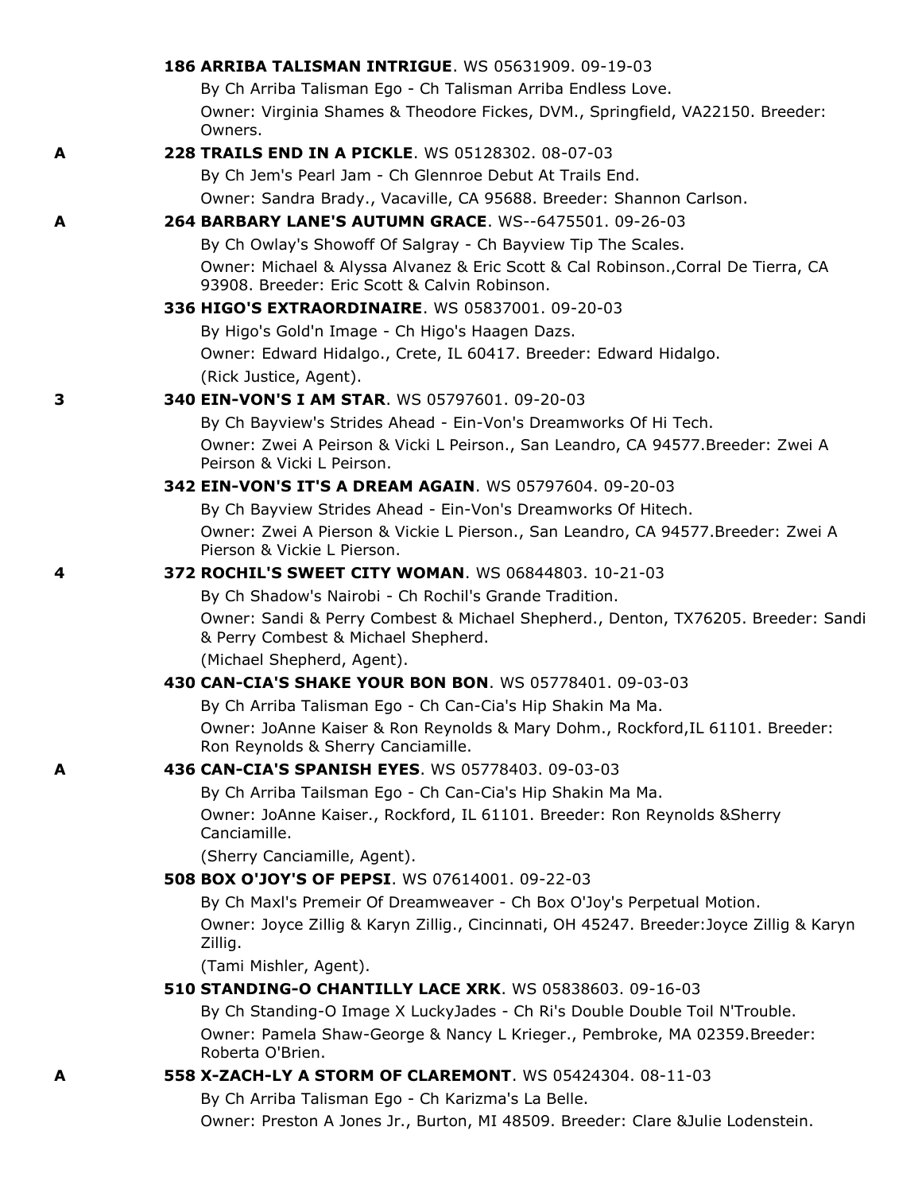**186 ARRIBA TALISMAN INTRIGUE**. WS 05631909. 09-19-03
By Ch Arriba Talisman Ego - Ch Talisman Arriba Endless Love.
Owner: Virginia Shames & Theodore Fickes, DVM., Springfield, VA22150. Breeder: Owners.

A **228 TRAILS END IN A PICKLE**. WS 05128302. 08-07-03
By Ch Jem's Pearl Jam - Ch Glennroe Debut At Trails End.
Owner: Sandra Brady., Vacaville, CA 95688. Breeder: Shannon Carlson.

A **264 BARBARY LANE'S AUTUMN GRACE**. WS--6475501. 09-26-03
By Ch Owlay's Showoff Of Salgray - Ch Bayview Tip The Scales.
Owner: Michael & Alyssa Alvanez & Eric Scott & Cal Robinson.,Corral De Tierra, CA 93908. Breeder: Eric Scott & Calvin Robinson.

**336 HIGO'S EXTRAORDINAIRE**. WS 05837001. 09-20-03
By Higo's Gold'n Image - Ch Higo's Haagen Dazs.
Owner: Edward Hidalgo., Crete, IL 60417. Breeder: Edward Hidalgo.
(Rick Justice, Agent).

3 **340 EIN-VON'S I AM STAR**. WS 05797601. 09-20-03
By Ch Bayview's Strides Ahead - Ein-Von's Dreamworks Of Hi Tech.
Owner: Zwei A Peirson & Vicki L Peirson., San Leandro, CA 94577.Breeder: Zwei A Peirson & Vicki L Peirson.

**342 EIN-VON'S IT'S A DREAM AGAIN**. WS 05797604. 09-20-03
By Ch Bayview Strides Ahead - Ein-Von's Dreamworks Of Hitech.
Owner: Zwei A Pierson & Vickie L Pierson., San Leandro, CA 94577.Breeder: Zwei A Pierson & Vickie L Pierson.

4 **372 ROCHIL'S SWEET CITY WOMAN**. WS 06844803. 10-21-03
By Ch Shadow's Nairobi - Ch Rochil's Grande Tradition.
Owner: Sandi & Perry Combest & Michael Shepherd., Denton, TX76205. Breeder: Sandi & Perry Combest & Michael Shepherd.
(Michael Shepherd, Agent).

**430 CAN-CIA'S SHAKE YOUR BON BON**. WS 05778401. 09-03-03
By Ch Arriba Talisman Ego - Ch Can-Cia's Hip Shakin Ma Ma.
Owner: JoAnne Kaiser & Ron Reynolds & Mary Dohm., Rockford,IL 61101. Breeder: Ron Reynolds & Sherry Canciamille.

A **436 CAN-CIA'S SPANISH EYES**. WS 05778403. 09-03-03
By Ch Arriba Tailsman Ego - Ch Can-Cia's Hip Shakin Ma Ma.
Owner: JoAnne Kaiser., Rockford, IL 61101. Breeder: Ron Reynolds &Sherry Canciamille.
(Sherry Canciamille, Agent).

**508 BOX O'JOY'S OF PEPSI**. WS 07614001. 09-22-03
By Ch Maxl's Premeir Of Dreamweaver - Ch Box O'Joy's Perpetual Motion.
Owner: Joyce Zillig & Karyn Zillig., Cincinnati, OH 45247. Breeder:Joyce Zillig & Karyn Zillig.
(Tami Mishler, Agent).

**510 STANDING-O CHANTILLY LACE XRK**. WS 05838603. 09-16-03
By Ch Standing-O Image X LuckyJades - Ch Ri's Double Double Toil N'Trouble.
Owner: Pamela Shaw-George & Nancy L Krieger., Pembroke, MA 02359.Breeder: Roberta O'Brien.

A **558 X-ZACH-LY A STORM OF CLAREMONT**. WS 05424304. 08-11-03
By Ch Arriba Talisman Ego - Ch Karizma's La Belle.
Owner: Preston A Jones Jr., Burton, MI 48509. Breeder: Clare &Julie Lodenstein.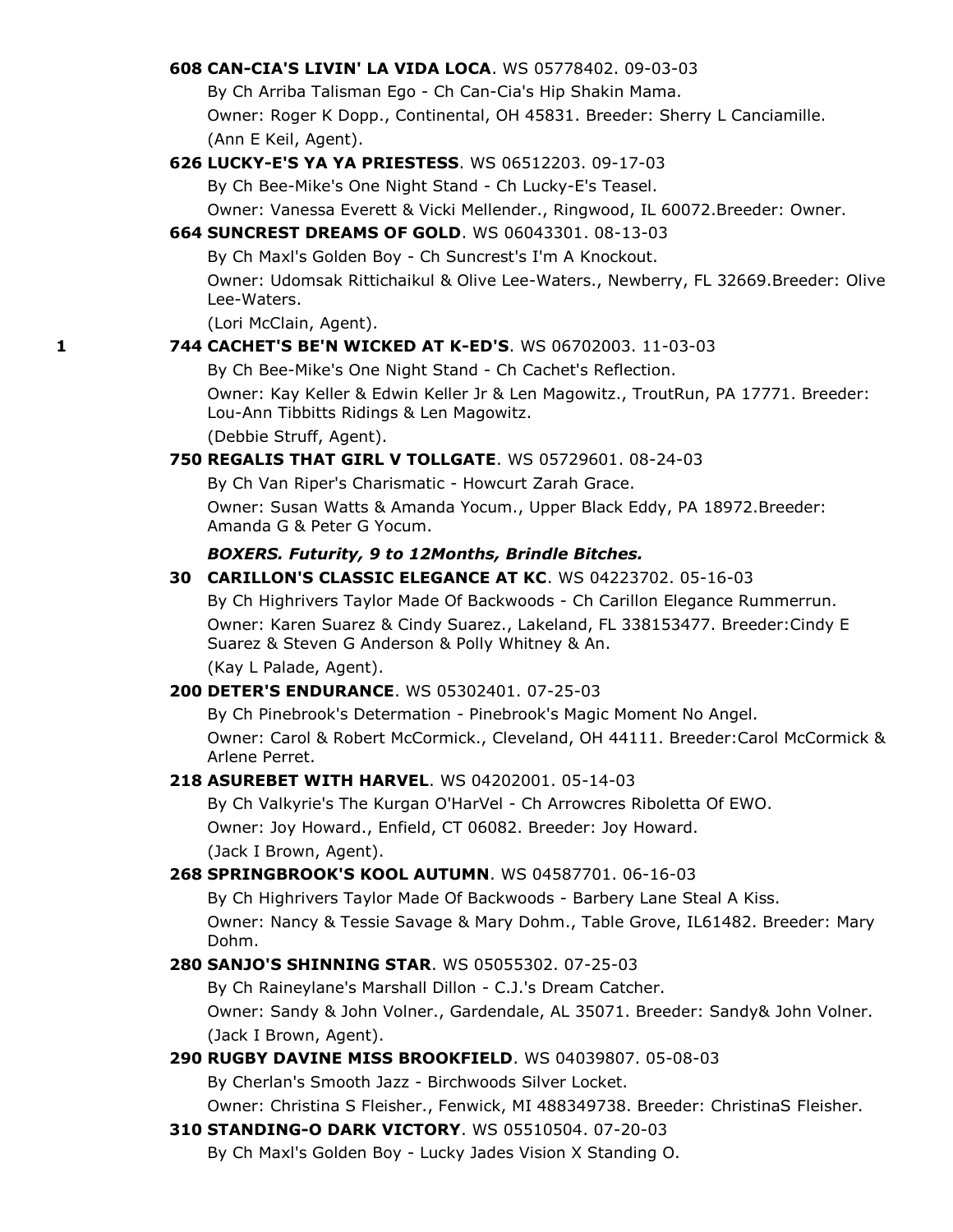**608 CAN-CIA'S LIVIN' LA VIDA LOCA**. WS 05778402. 09-03-03

By Ch Arriba Talisman Ego - Ch Can-Cia's Hip Shakin Mama.

Owner: Roger K Dopp., Continental, OH 45831. Breeder: Sherry L Canciamille.

(Ann E Keil, Agent).

**626 LUCKY-E'S YA YA PRIESTESS**. WS 06512203. 09-17-03

By Ch Bee-Mike's One Night Stand - Ch Lucky-E's Teasel.

Owner: Vanessa Everett & Vicki Mellender., Ringwood, IL 60072.Breeder: Owner.

**664 SUNCREST DREAMS OF GOLD**. WS 06043301. 08-13-03

By Ch Maxl's Golden Boy - Ch Suncrest's I'm A Knockout.

Owner: Udomsak Rittichaikul & Olive Lee-Waters., Newberry, FL 32669.Breeder: Olive Lee-Waters.

(Lori McClain, Agent).

1 **744 CACHET'S BE'N WICKED AT K-ED'S**. WS 06702003. 11-03-03

By Ch Bee-Mike's One Night Stand - Ch Cachet's Reflection.

Owner: Kay Keller & Edwin Keller Jr & Len Magowitz., TroutRun, PA 17771. Breeder: Lou-Ann Tibbitts Ridings & Len Magowitz.

(Debbie Struff, Agent).

**750 REGALIS THAT GIRL V TOLLGATE**. WS 05729601. 08-24-03

By Ch Van Riper's Charismatic - Howcurt Zarah Grace.

Owner: Susan Watts & Amanda Yocum., Upper Black Eddy, PA 18972.Breeder: Amanda G & Peter G Yocum.

***BOXERS. Futurity, 9 to 12Months, Brindle Bitches.***

**30 CARILLON'S CLASSIC ELEGANCE AT KC**. WS 04223702. 05-16-03

By Ch Highrivers Taylor Made Of Backwoods - Ch Carillon Elegance Rummerrun.

Owner: Karen Suarez & Cindy Suarez., Lakeland, FL 338153477. Breeder:Cindy E Suarez & Steven G Anderson & Polly Whitney & An.

(Kay L Palade, Agent).

**200 DETER'S ENDURANCE**. WS 05302401. 07-25-03

By Ch Pinebrook's Determation - Pinebrook's Magic Moment No Angel.

Owner: Carol & Robert McCormick., Cleveland, OH 44111. Breeder:Carol McCormick & Arlene Perret.

**218 ASUREBET WITH HARVEL**. WS 04202001. 05-14-03

By Ch Valkyrie's The Kurgan O'HarVel - Ch Arrowcres Riboletta Of EWO.

Owner: Joy Howard., Enfield, CT 06082. Breeder: Joy Howard.

(Jack I Brown, Agent).

**268 SPRINGBROOK'S KOOL AUTUMN**. WS 04587701. 06-16-03

By Ch Highrivers Taylor Made Of Backwoods - Barbery Lane Steal A Kiss.

Owner: Nancy & Tessie Savage & Mary Dohm., Table Grove, IL61482. Breeder: Mary Dohm.

**280 SANJO'S SHINNING STAR**. WS 05055302. 07-25-03

By Ch Raineylane's Marshall Dillon - C.J.'s Dream Catcher.

Owner: Sandy & John Volner., Gardendale, AL 35071. Breeder: Sandy& John Volner.

(Jack I Brown, Agent).

**290 RUGBY DAVINE MISS BROOKFIELD**. WS 04039807. 05-08-03

By Cherlan's Smooth Jazz - Birchwoods Silver Locket.

Owner: Christina S Fleisher., Fenwick, MI 488349738. Breeder: ChristinaS Fleisher.

**310 STANDING-O DARK VICTORY**. WS 05510504. 07-20-03

By Ch Maxl's Golden Boy - Lucky Jades Vision X Standing O.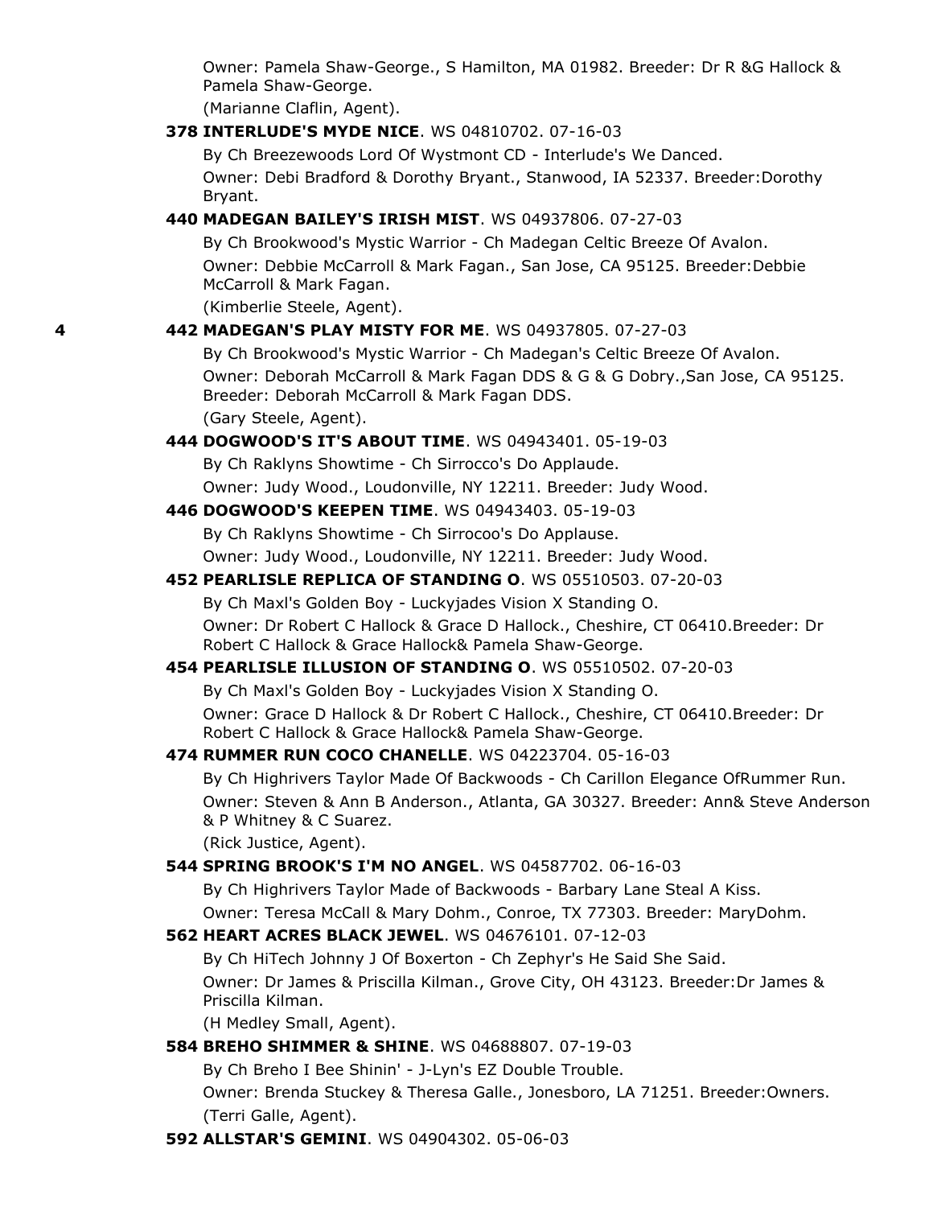Owner: Pamela Shaw-George., S Hamilton, MA 01982. Breeder: Dr R &G Hallock & Pamela Shaw-George.

(Marianne Claflin, Agent).

**378 INTERLUDE'S MYDE NICE**. WS 04810702. 07-16-03

By Ch Breezewoods Lord Of Wystmont CD - Interlude's We Danced.

Owner: Debi Bradford & Dorothy Bryant., Stanwood, IA 52337. Breeder:Dorothy Bryant.

**440 MADEGAN BAILEY'S IRISH MIST**. WS 04937806. 07-27-03

By Ch Brookwood's Mystic Warrior - Ch Madegan Celtic Breeze Of Avalon.

Owner: Debbie McCarroll & Mark Fagan., San Jose, CA 95125. Breeder:Debbie McCarroll & Mark Fagan.

(Kimberlie Steele, Agent).

**4** **442 MADEGAN'S PLAY MISTY FOR ME**. WS 04937805. 07-27-03

By Ch Brookwood's Mystic Warrior - Ch Madegan's Celtic Breeze Of Avalon.

Owner: Deborah McCarroll & Mark Fagan DDS & G & G Dobry.,San Jose, CA 95125. Breeder: Deborah McCarroll & Mark Fagan DDS.

(Gary Steele, Agent).

**444 DOGWOOD'S IT'S ABOUT TIME**. WS 04943401. 05-19-03

By Ch Raklyns Showtime - Ch Sirrocco's Do Applaude.

Owner: Judy Wood., Loudonville, NY 12211. Breeder: Judy Wood.

**446 DOGWOOD'S KEEPEN TIME**. WS 04943403. 05-19-03

By Ch Raklyns Showtime - Ch Sirrocoo's Do Applause.

Owner: Judy Wood., Loudonville, NY 12211. Breeder: Judy Wood.

**452 PEARLISLE REPLICA OF STANDING O**. WS 05510503. 07-20-03

By Ch Maxl's Golden Boy - Luckyjades Vision X Standing O.

Owner: Dr Robert C Hallock & Grace D Hallock., Cheshire, CT 06410.Breeder: Dr Robert C Hallock & Grace Hallock& Pamela Shaw-George.

**454 PEARLISLE ILLUSION OF STANDING O**. WS 05510502. 07-20-03

By Ch Maxl's Golden Boy - Luckyjades Vision X Standing O.

Owner: Grace D Hallock & Dr Robert C Hallock., Cheshire, CT 06410.Breeder: Dr Robert C Hallock & Grace Hallock& Pamela Shaw-George.

**474 RUMMER RUN COCO CHANELLE**. WS 04223704. 05-16-03

By Ch Highrivers Taylor Made Of Backwoods - Ch Carillon Elegance OfRummer Run.

Owner: Steven & Ann B Anderson., Atlanta, GA 30327. Breeder: Ann& Steve Anderson & P Whitney & C Suarez.

(Rick Justice, Agent).

**544 SPRING BROOK'S I'M NO ANGEL**. WS 04587702. 06-16-03

By Ch Highrivers Taylor Made of Backwoods - Barbary Lane Steal A Kiss.

Owner: Teresa McCall & Mary Dohm., Conroe, TX 77303. Breeder: MaryDohm.

**562 HEART ACRES BLACK JEWEL**. WS 04676101. 07-12-03

By Ch HiTech Johnny J Of Boxerton - Ch Zephyr's He Said She Said.

Owner: Dr James & Priscilla Kilman., Grove City, OH 43123. Breeder:Dr James & Priscilla Kilman.

(H Medley Small, Agent).

**584 BREHO SHIMMER & SHINE**. WS 04688807. 07-19-03

By Ch Breho I Bee Shinin' - J-Lyn's EZ Double Trouble.

Owner: Brenda Stuckey & Theresa Galle., Jonesboro, LA 71251. Breeder:Owners.

(Terri Galle, Agent).

**592 ALLSTAR'S GEMINI**. WS 04904302. 05-06-03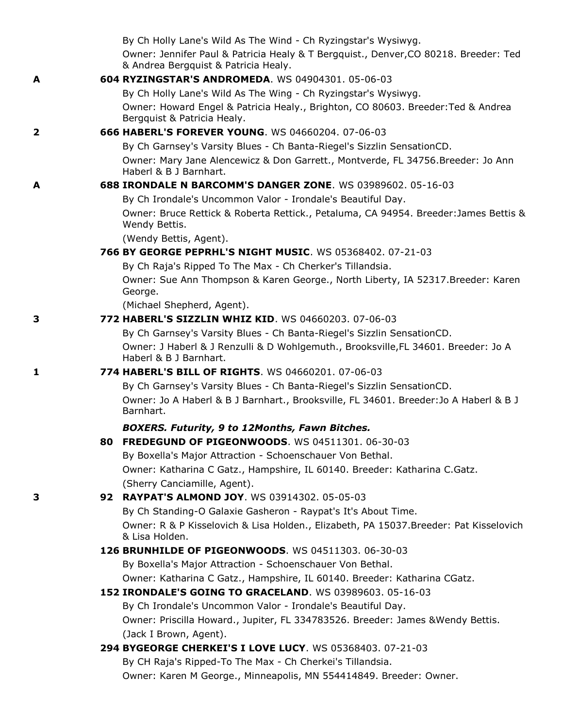By Ch Holly Lane's Wild As The Wind - Ch Ryzingstar's Wysiwyg.

Owner: Jennifer Paul & Patricia Healy & T Bergquist., Denver,CO 80218. Breeder: Ted & Andrea Bergquist & Patricia Healy.

**A** **604 RYZINGSTAR'S ANDROMEDA**. WS 04904301. 05-06-03

By Ch Holly Lane's Wild As The Wing - Ch Ryzingstar's Wysiwyg.

Owner: Howard Engel & Patricia Healy., Brighton, CO 80603. Breeder:Ted & Andrea Bergquist & Patricia Healy.

**2** **666 HABERL'S FOREVER YOUNG**. WS 04660204. 07-06-03

By Ch Garnsey's Varsity Blues - Ch Banta-Riegel's Sizzlin SensationCD.

Owner: Mary Jane Alencewicz & Don Garrett., Montverde, FL 34756.Breeder: Jo Ann Haberl & B J Barnhart.

**A** **688 IRONDALE N BARCOMM'S DANGER ZONE**. WS 03989602. 05-16-03

By Ch Irondale's Uncommon Valor - Irondale's Beautiful Day.

Owner: Bruce Rettick & Roberta Rettick., Petaluma, CA 94954. Breeder:James Bettis & Wendy Bettis.

(Wendy Bettis, Agent).

**766 BY GEORGE PEPRHL'S NIGHT MUSIC**. WS 05368402. 07-21-03

By Ch Raja's Ripped To The Max - Ch Cherker's Tillandsia.

Owner: Sue Ann Thompson & Karen George., North Liberty, IA 52317.Breeder: Karen George.

(Michael Shepherd, Agent).

**3** **772 HABERL'S SIZZLIN WHIZ KID**. WS 04660203. 07-06-03

By Ch Garnsey's Varsity Blues - Ch Banta-Riegel's Sizzlin SensationCD.

Owner: J Haberl & J Renzulli & D Wohlgemuth., Brooksville,FL 34601. Breeder: Jo A Haberl & B J Barnhart.

**1** **774 HABERL'S BILL OF RIGHTS**. WS 04660201. 07-06-03

By Ch Garnsey's Varsity Blues - Ch Banta-Riegel's Sizzlin SensationCD.

Owner: Jo A Haberl & B J Barnhart., Brooksville, FL 34601. Breeder:Jo A Haberl & B J Barnhart.

***BOXERS. Futurity, 9 to 12Months, Fawn Bitches.***

**80 FREDEGUND OF PIGEONWOODS**. WS 04511301. 06-30-03

By Boxella's Major Attraction - Schoenschauer Von Bethal.

Owner: Katharina C Gatz., Hampshire, IL 60140. Breeder: Katharina C.Gatz.

(Sherry Canciamille, Agent).

**3** **92 RAYPAT'S ALMOND JOY**. WS 03914302. 05-05-03

By Ch Standing-O Galaxie Gasheron - Raypat's It's About Time.

Owner: R & P Kisselovich & Lisa Holden., Elizabeth, PA 15037.Breeder: Pat Kisselovich & Lisa Holden.

**126 BRUNHILDE OF PIGEONWOODS**. WS 04511303. 06-30-03

By Boxella's Major Attraction - Schoenschauer Von Bethal.

Owner: Katharina C Gatz., Hampshire, IL 60140. Breeder: Katharina CGatz.

**152 IRONDALE'S GOING TO GRACELAND**. WS 03989603. 05-16-03

By Ch Irondale's Uncommon Valor - Irondale's Beautiful Day.

Owner: Priscilla Howard., Jupiter, FL 334783526. Breeder: James &Wendy Bettis.

(Jack I Brown, Agent).

**294 BYGEORGE CHERKEI'S I LOVE LUCY**. WS 05368403. 07-21-03

By CH Raja's Ripped-To The Max - Ch Cherkei's Tillandsia.

Owner: Karen M George., Minneapolis, MN 554414849. Breeder: Owner.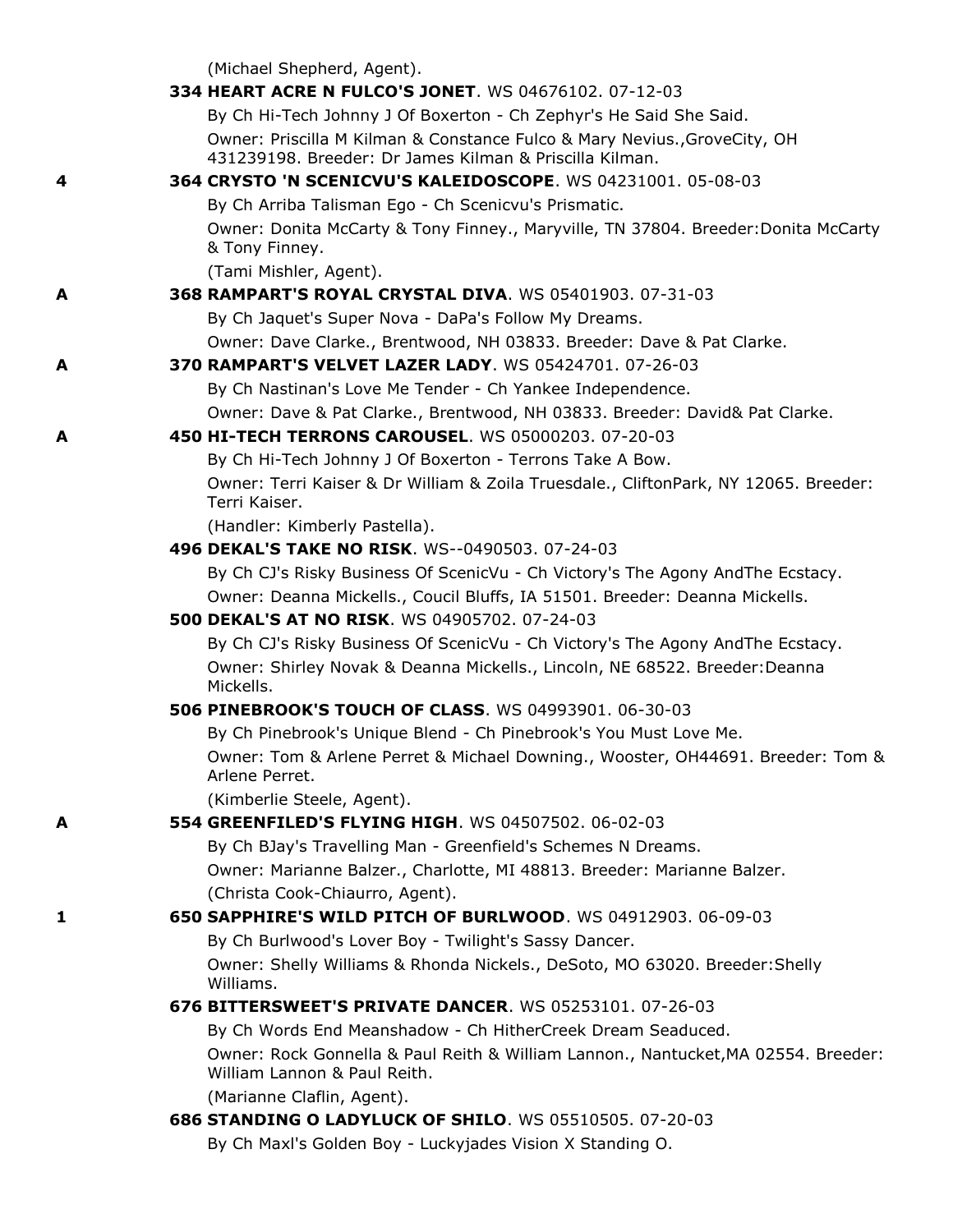(Michael Shepherd, Agent).

**334 HEART ACRE N FULCO'S JONET**. WS 04676102. 07-12-03

By Ch Hi-Tech Johnny J Of Boxerton - Ch Zephyr's He Said She Said.

Owner: Priscilla M Kilman & Constance Fulco & Mary Nevius.,GroveCity, OH 431239198. Breeder: Dr James Kilman & Priscilla Kilman.

4 **364 CRYSTO 'N SCENICVU'S KALEIDOSCOPE**. WS 04231001. 05-08-03

By Ch Arriba Talisman Ego - Ch Scenicvu's Prismatic.

Owner: Donita McCarty & Tony Finney., Maryville, TN 37804. Breeder:Donita McCarty & Tony Finney.

(Tami Mishler, Agent).

A **368 RAMPART'S ROYAL CRYSTAL DIVA**. WS 05401903. 07-31-03

By Ch Jaquet's Super Nova - DaPa's Follow My Dreams.

Owner: Dave Clarke., Brentwood, NH 03833. Breeder: Dave & Pat Clarke.

A **370 RAMPART'S VELVET LAZER LADY**. WS 05424701. 07-26-03

By Ch Nastinan's Love Me Tender - Ch Yankee Independence.

Owner: Dave & Pat Clarke., Brentwood, NH 03833. Breeder: David& Pat Clarke.

A **450 HI-TECH TERRONS CAROUSEL**. WS 05000203. 07-20-03

By Ch Hi-Tech Johnny J Of Boxerton - Terrons Take A Bow.

Owner: Terri Kaiser & Dr William & Zoila Truesdale., CliftonPark, NY 12065. Breeder: Terri Kaiser.

(Handler: Kimberly Pastella).

**496 DEKAL'S TAKE NO RISK**. WS--0490503. 07-24-03

By Ch CJ's Risky Business Of ScenicVu - Ch Victory's The Agony AndThe Ecstacy.

Owner: Deanna Mickells., Coucil Bluffs, IA 51501. Breeder: Deanna Mickells.

**500 DEKAL'S AT NO RISK**. WS 04905702. 07-24-03

By Ch CJ's Risky Business Of ScenicVu - Ch Victory's The Agony AndThe Ecstacy.

Owner: Shirley Novak & Deanna Mickells., Lincoln, NE 68522. Breeder:Deanna Mickells.

**506 PINEBROOK'S TOUCH OF CLASS**. WS 04993901. 06-30-03

By Ch Pinebrook's Unique Blend - Ch Pinebrook's You Must Love Me.

Owner: Tom & Arlene Perret & Michael Downing., Wooster, OH44691. Breeder: Tom & Arlene Perret.

(Kimberlie Steele, Agent).

A **554 GREENFILED'S FLYING HIGH**. WS 04507502. 06-02-03

By Ch BJay's Travelling Man - Greenfield's Schemes N Dreams.

Owner: Marianne Balzer., Charlotte, MI 48813. Breeder: Marianne Balzer.

(Christa Cook-Chiaurro, Agent).

1 **650 SAPPHIRE'S WILD PITCH OF BURLWOOD**. WS 04912903. 06-09-03

By Ch Burlwood's Lover Boy - Twilight's Sassy Dancer.

Owner: Shelly Williams & Rhonda Nickels., DeSoto, MO 63020. Breeder:Shelly Williams.

**676 BITTERSWEET'S PRIVATE DANCER**. WS 05253101. 07-26-03

By Ch Words End Meanshadow - Ch HitherCreek Dream Seaduced.

Owner: Rock Gonnella & Paul Reith & William Lannon., Nantucket,MA 02554. Breeder: William Lannon & Paul Reith.

(Marianne Claflin, Agent).

**686 STANDING O LADYLUCK OF SHILO**. WS 05510505. 07-20-03

By Ch Maxl's Golden Boy - Luckyjades Vision X Standing O.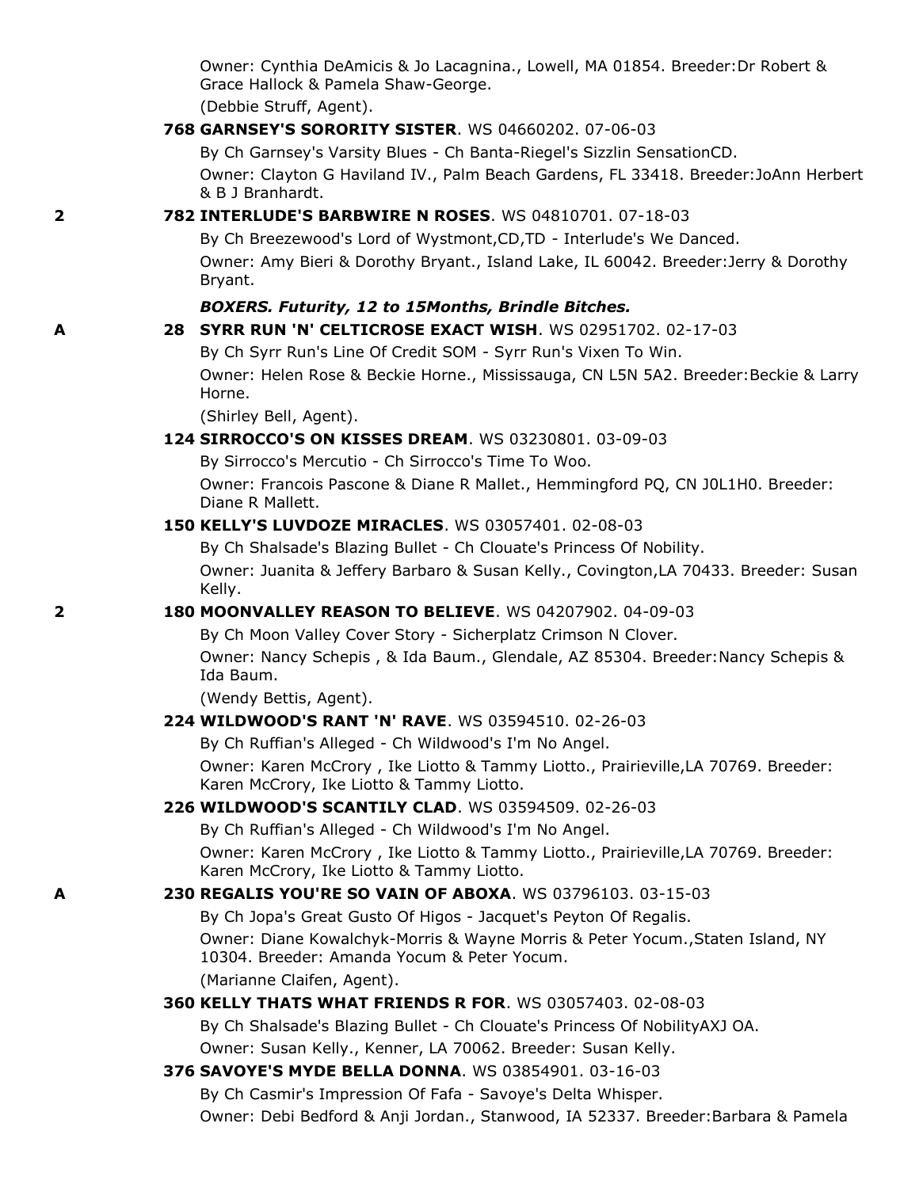Owner: Cynthia DeAmicis & Jo Lacagnina., Lowell, MA 01854. Breeder:Dr Robert & Grace Hallock & Pamela Shaw-George.

(Debbie Struff, Agent).

**768 GARNSEY'S SORORITY SISTER**. WS 04660202. 07-06-03

By Ch Garnsey's Varsity Blues - Ch Banta-Riegel's Sizzlin SensationCD.

Owner: Clayton G Haviland IV., Palm Beach Gardens, FL 33418. Breeder:JoAnn Herbert & B J Branhardt.

2 **782 INTERLUDE'S BARBWIRE N ROSES**. WS 04810701. 07-18-03

By Ch Breezewood's Lord of Wystmont,CD,TD - Interlude's We Danced.

Owner: Amy Bieri & Dorothy Bryant., Island Lake, IL 60042. Breeder:Jerry & Dorothy Bryant.

***BOXERS. Futurity, 12 to 15Months, Brindle Bitches.***

A **28 SYRR RUN 'N' CELTICROSE EXACT WISH**. WS 02951702. 02-17-03

By Ch Syrr Run's Line Of Credit SOM - Syrr Run's Vixen To Win.

Owner: Helen Rose & Beckie Horne., Mississauga, CN L5N 5A2. Breeder:Beckie & Larry Horne.

(Shirley Bell, Agent).

**124 SIRROCCO'S ON KISSES DREAM**. WS 03230801. 03-09-03

By Sirrocco's Mercutio - Ch Sirrocco's Time To Woo.

Owner: Francois Pascone & Diane R Mallet., Hemmingford PQ, CN J0L1H0. Breeder: Diane R Mallett.

**150 KELLY'S LUVDOZE MIRACLES**. WS 03057401. 02-08-03

By Ch Shalsade's Blazing Bullet - Ch Clouate's Princess Of Nobility.

Owner: Juanita & Jeffery Barbaro & Susan Kelly., Covington,LA 70433. Breeder: Susan Kelly.

2 **180 MOONVALLEY REASON TO BELIEVE**. WS 04207902. 04-09-03

By Ch Moon Valley Cover Story - Sicherplatz Crimson N Clover.

Owner: Nancy Schepis , & Ida Baum., Glendale, AZ 85304. Breeder:Nancy Schepis & Ida Baum.

(Wendy Bettis, Agent).

**224 WILDWOOD'S RANT 'N' RAVE**. WS 03594510. 02-26-03

By Ch Ruffian's Alleged - Ch Wildwood's I'm No Angel.

Owner: Karen McCrory , Ike Liotto & Tammy Liotto., Prairieville,LA 70769. Breeder: Karen McCrory, Ike Liotto & Tammy Liotto.

**226 WILDWOOD'S SCANTILY CLAD**. WS 03594509. 02-26-03

By Ch Ruffian's Alleged - Ch Wildwood's I'm No Angel.

Owner: Karen McCrory , Ike Liotto & Tammy Liotto., Prairieville,LA 70769. Breeder: Karen McCrory, Ike Liotto & Tammy Liotto.

A **230 REGALIS YOU'RE SO VAIN OF ABOXA**. WS 03796103. 03-15-03

By Ch Jopa's Great Gusto Of Higos - Jacquet's Peyton Of Regalis.

Owner: Diane Kowalchyk-Morris & Wayne Morris & Peter Yocum.,Staten Island, NY 10304. Breeder: Amanda Yocum & Peter Yocum.

(Marianne Claifen, Agent).

**360 KELLY THATS WHAT FRIENDS R FOR**. WS 03057403. 02-08-03

By Ch Shalsade's Blazing Bullet - Ch Clouate's Princess Of NobilityAXJ OA.

Owner: Susan Kelly., Kenner, LA 70062. Breeder: Susan Kelly.

**376 SAVOYE'S MYDE BELLA DONNA**. WS 03854901. 03-16-03

By Ch Casmir's Impression Of Fafa - Savoye's Delta Whisper.

Owner: Debi Bedford & Anji Jordan., Stanwood, IA 52337. Breeder:Barbara & Pamela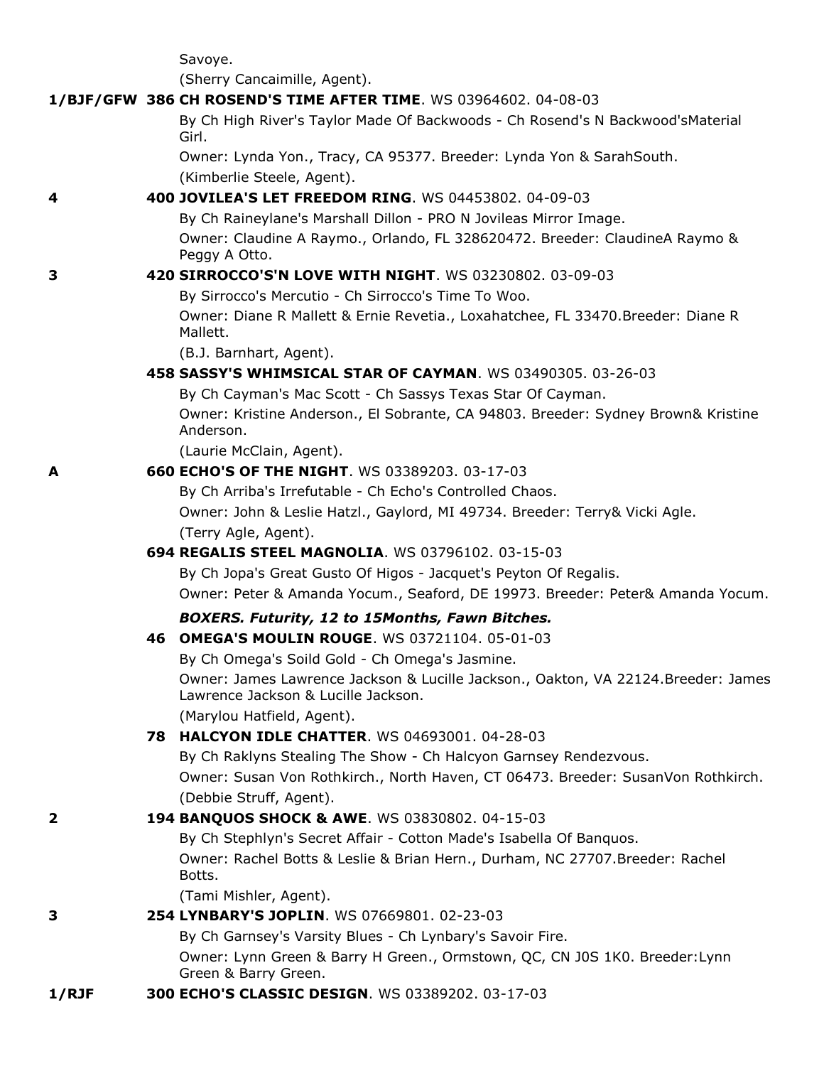Savoye.

(Sherry Cancaimille, Agent).

**1/BJF/GFW** **386 CH ROSEND'S TIME AFTER TIME**. WS 03964602. 04-08-03

By Ch High River's Taylor Made Of Backwoods - Ch Rosend's N Backwood'sMaterial Girl.

Owner: Lynda Yon., Tracy, CA 95377. Breeder: Lynda Yon & SarahSouth.

(Kimberlie Steele, Agent).

**4** **400 JOVILEA'S LET FREEDOM RING**. WS 04453802. 04-09-03

By Ch Raineylane's Marshall Dillon - PRO N Jovileas Mirror Image.

Owner: Claudine A Raymo., Orlando, FL 328620472. Breeder: ClaudineA Raymo & Peggy A Otto.

**3** **420 SIRROCCO'S'N LOVE WITH NIGHT**. WS 03230802. 03-09-03

By Sirrocco's Mercutio - Ch Sirrocco's Time To Woo.

Owner: Diane R Mallett & Ernie Revetia., Loxahatchee, FL 33470.Breeder: Diane R Mallett.

(B.J. Barnhart, Agent).

**458 SASSY'S WHIMSICAL STAR OF CAYMAN**. WS 03490305. 03-26-03

By Ch Cayman's Mac Scott - Ch Sassys Texas Star Of Cayman.

Owner: Kristine Anderson., El Sobrante, CA 94803. Breeder: Sydney Brown& Kristine Anderson.

(Laurie McClain, Agent).

**A** **660 ECHO'S OF THE NIGHT**. WS 03389203. 03-17-03

By Ch Arriba's Irrefutable - Ch Echo's Controlled Chaos.

Owner: John & Leslie Hatzl., Gaylord, MI 49734. Breeder: Terry& Vicki Agle.

(Terry Agle, Agent).

**694 REGALIS STEEL MAGNOLIA**. WS 03796102. 03-15-03

By Ch Jopa's Great Gusto Of Higos - Jacquet's Peyton Of Regalis.

Owner: Peter & Amanda Yocum., Seaford, DE 19973. Breeder: Peter& Amanda Yocum.

***BOXERS. Futurity, 12 to 15Months, Fawn Bitches.***

**46 OMEGA'S MOULIN ROUGE**. WS 03721104. 05-01-03

By Ch Omega's Soild Gold - Ch Omega's Jasmine.

Owner: James Lawrence Jackson & Lucille Jackson., Oakton, VA 22124.Breeder: James Lawrence Jackson & Lucille Jackson.

(Marylou Hatfield, Agent).

**78 HALCYON IDLE CHATTER**. WS 04693001. 04-28-03

By Ch Raklyns Stealing The Show - Ch Halcyon Garnsey Rendezvous.

Owner: Susan Von Rothkirch., North Haven, CT 06473. Breeder: SusanVon Rothkirch.

(Debbie Struff, Agent).

**2** **194 BANQUOS SHOCK & AWE**. WS 03830802. 04-15-03

By Ch Stephlyn's Secret Affair - Cotton Made's Isabella Of Banquos.

Owner: Rachel Botts & Leslie & Brian Hern., Durham, NC 27707.Breeder: Rachel Botts.

(Tami Mishler, Agent).

**3** **254 LYNBARY'S JOPLIN**. WS 07669801. 02-23-03

By Ch Garnsey's Varsity Blues - Ch Lynbary's Savoir Fire.

Owner: Lynn Green & Barry H Green., Ormstown, QC, CN J0S 1K0. Breeder:Lynn Green & Barry Green.

**1/RJF** **300 ECHO'S CLASSIC DESIGN**. WS 03389202. 03-17-03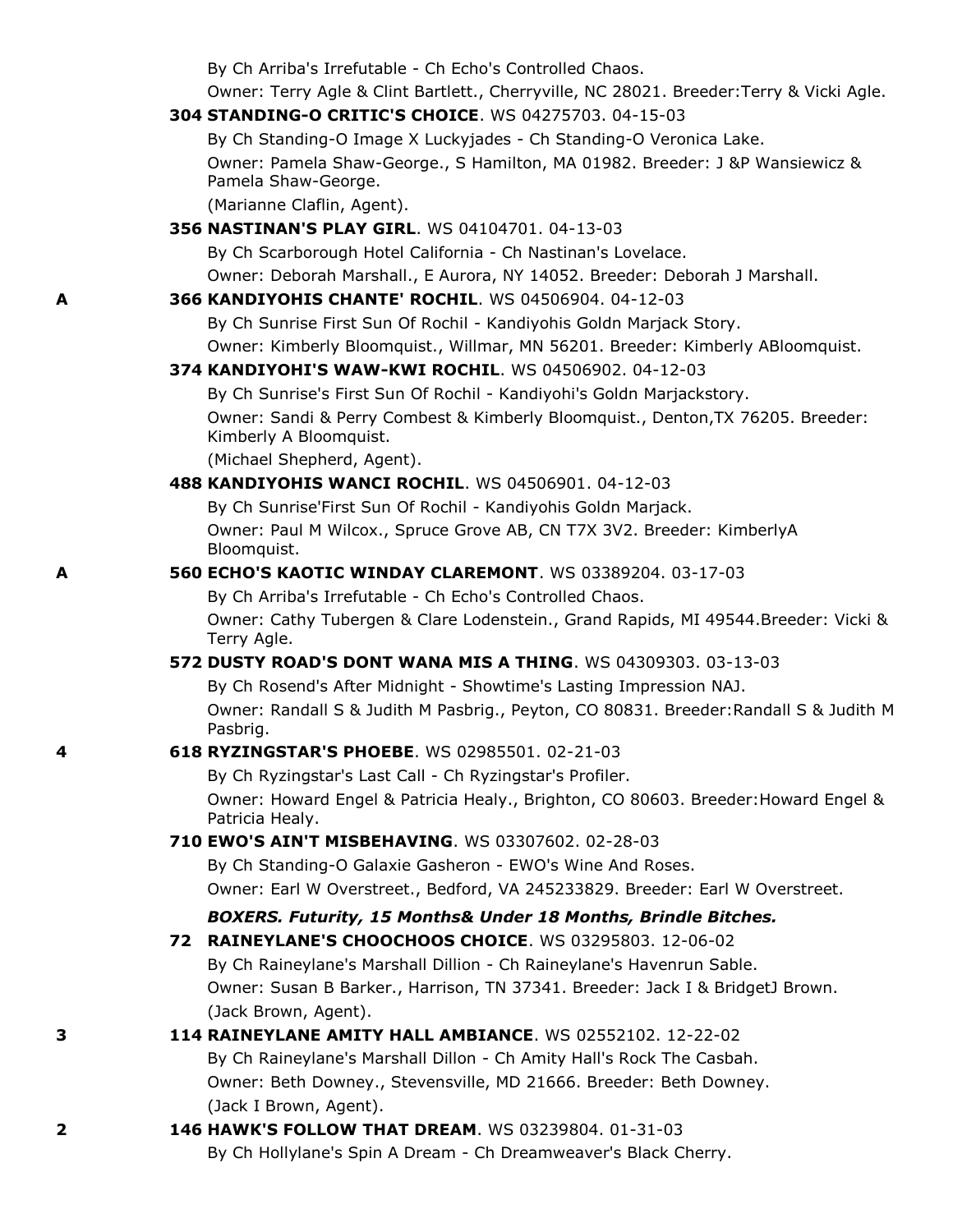By Ch Arriba's Irrefutable - Ch Echo's Controlled Chaos.
Owner: Terry Agle & Clint Bartlett., Cherryville, NC 28021. Breeder:Terry & Vicki Agle.

**304 STANDING-O CRITIC'S CHOICE**. WS 04275703. 04-15-03
By Ch Standing-O Image X Luckyjades - Ch Standing-O Veronica Lake.
Owner: Pamela Shaw-George., S Hamilton, MA 01982. Breeder: J &P Wansiewicz & Pamela Shaw-George.
(Marianne Claflin, Agent).

**356 NASTINAN'S PLAY GIRL**. WS 04104701. 04-13-03
By Ch Scarborough Hotel California - Ch Nastinan's Lovelace.
Owner: Deborah Marshall., E Aurora, NY 14052. Breeder: Deborah J Marshall.

A **366 KANDIYOHIS CHANTE' ROCHIL**. WS 04506904. 04-12-03
By Ch Sunrise First Sun Of Rochil - Kandiyohis Goldn Marjack Story.
Owner: Kimberly Bloomquist., Willmar, MN 56201. Breeder: Kimberly ABloomquist.

**374 KANDIYOHI'S WAW-KWI ROCHIL**. WS 04506902. 04-12-03
By Ch Sunrise's First Sun Of Rochil - Kandiyohi's Goldn Marjackstory.
Owner: Sandi & Perry Combest & Kimberly Bloomquist., Denton,TX 76205. Breeder: Kimberly A Bloomquist.
(Michael Shepherd, Agent).

**488 KANDIYOHIS WANCI ROCHIL**. WS 04506901. 04-12-03
By Ch Sunrise'First Sun Of Rochil - Kandiyohis Goldn Marjack.
Owner: Paul M Wilcox., Spruce Grove AB, CN T7X 3V2. Breeder: KimberlyA Bloomquist.

A **560 ECHO'S KAOTIC WINDAY CLAREMONT**. WS 03389204. 03-17-03
By Ch Arriba's Irrefutable - Ch Echo's Controlled Chaos.
Owner: Cathy Tubergen & Clare Lodenstein., Grand Rapids, MI 49544.Breeder: Vicki & Terry Agle.

**572 DUSTY ROAD'S DONT WANA MIS A THING**. WS 04309303. 03-13-03
By Ch Rosend's After Midnight - Showtime's Lasting Impression NAJ.
Owner: Randall S & Judith M Pasbrig., Peyton, CO 80831. Breeder:Randall S & Judith M Pasbrig.

4 **618 RYZINGSTAR'S PHOEBE**. WS 02985501. 02-21-03
By Ch Ryzingstar's Last Call - Ch Ryzingstar's Profiler.
Owner: Howard Engel & Patricia Healy., Brighton, CO 80603. Breeder:Howard Engel & Patricia Healy.

**710 EWO'S AIN'T MISBEHAVING**. WS 03307602. 02-28-03
By Ch Standing-O Galaxie Gasheron - EWO's Wine And Roses.
Owner: Earl W Overstreet., Bedford, VA 245233829. Breeder: Earl W Overstreet.

***BOXERS. Futurity, 15 Months& Under 18 Months, Brindle Bitches.***

**72 RAINEYLANE'S CHOOCHOOS CHOICE**. WS 03295803. 12-06-02
By Ch Raineylane's Marshall Dillion - Ch Raineylane's Havenrun Sable.
Owner: Susan B Barker., Harrison, TN 37341. Breeder: Jack I & BridgetJ Brown.
(Jack Brown, Agent).

3 **114 RAINEYLANE AMITY HALL AMBIANCE**. WS 02552102. 12-22-02
By Ch Raineylane's Marshall Dillon - Ch Amity Hall's Rock The Casbah.
Owner: Beth Downey., Stevensville, MD 21666. Breeder: Beth Downey.
(Jack I Brown, Agent).

2 **146 HAWK'S FOLLOW THAT DREAM**. WS 03239804. 01-31-03
By Ch Hollylane's Spin A Dream - Ch Dreamweaver's Black Cherry.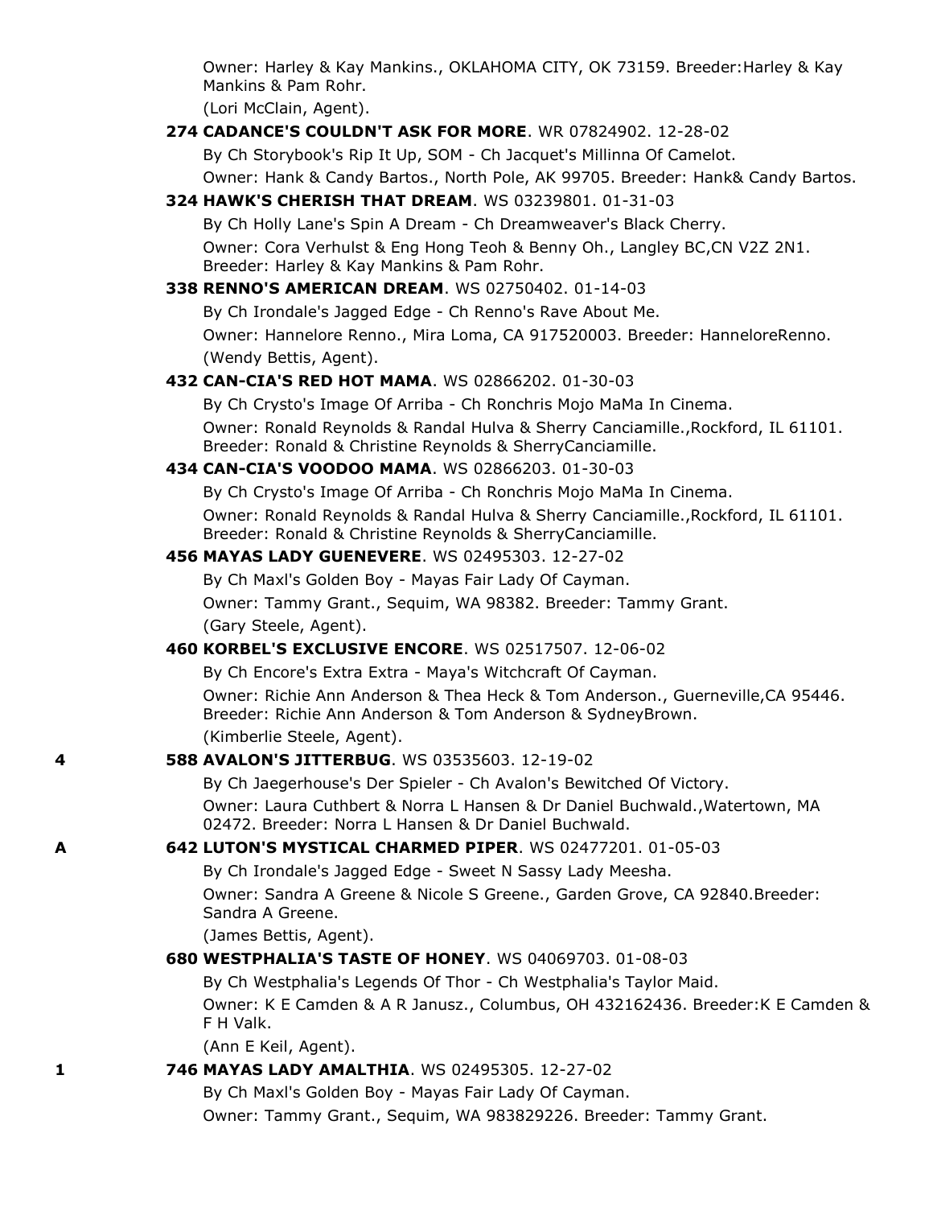Owner: Harley & Kay Mankins., OKLAHOMA CITY, OK 73159. Breeder:Harley & Kay Mankins & Pam Rohr.
(Lori McClain, Agent).

**274 CADANCE'S COULDN'T ASK FOR MORE**. WR 07824902. 12-28-02
By Ch Storybook's Rip It Up, SOM - Ch Jacquet's Millinna Of Camelot.
Owner: Hank & Candy Bartos., North Pole, AK 99705. Breeder: Hank& Candy Bartos.

**324 HAWK'S CHERISH THAT DREAM**. WS 03239801. 01-31-03
By Ch Holly Lane's Spin A Dream - Ch Dreamweaver's Black Cherry.
Owner: Cora Verhulst & Eng Hong Teoh & Benny Oh., Langley BC,CN V2Z 2N1. Breeder: Harley & Kay Mankins & Pam Rohr.

**338 RENNO'S AMERICAN DREAM**. WS 02750402. 01-14-03
By Ch Irondale's Jagged Edge - Ch Renno's Rave About Me.
Owner: Hannelore Renno., Mira Loma, CA 917520003. Breeder: HanneloreRenno.
(Wendy Bettis, Agent).

**432 CAN-CIA'S RED HOT MAMA**. WS 02866202. 01-30-03
By Ch Crysto's Image Of Arriba - Ch Ronchris Mojo MaMa In Cinema.
Owner: Ronald Reynolds & Randal Hulva & Sherry Canciamille.,Rockford, IL 61101. Breeder: Ronald & Christine Reynolds & SherryCanciamille.

**434 CAN-CIA'S VOODOO MAMA**. WS 02866203. 01-30-03
By Ch Crysto's Image Of Arriba - Ch Ronchris Mojo MaMa In Cinema.
Owner: Ronald Reynolds & Randal Hulva & Sherry Canciamille.,Rockford, IL 61101. Breeder: Ronald & Christine Reynolds & SherryCanciamille.

**456 MAYAS LADY GUENEVERE**. WS 02495303. 12-27-02
By Ch Maxl's Golden Boy - Mayas Fair Lady Of Cayman.
Owner: Tammy Grant., Sequim, WA 98382. Breeder: Tammy Grant.
(Gary Steele, Agent).

**460 KORBEL'S EXCLUSIVE ENCORE**. WS 02517507. 12-06-02
By Ch Encore's Extra Extra - Maya's Witchcraft Of Cayman.
Owner: Richie Ann Anderson & Thea Heck & Tom Anderson., Guerneville,CA 95446. Breeder: Richie Ann Anderson & Tom Anderson & SydneyBrown.
(Kimberlie Steele, Agent).

4 **588 AVALON'S JITTERBUG**. WS 03535603. 12-19-02
By Ch Jaegerhouse's Der Spieler - Ch Avalon's Bewitched Of Victory.
Owner: Laura Cuthbert & Norra L Hansen & Dr Daniel Buchwald.,Watertown, MA 02472. Breeder: Norra L Hansen & Dr Daniel Buchwald.

A **642 LUTON'S MYSTICAL CHARMED PIPER**. WS 02477201. 01-05-03
By Ch Irondale's Jagged Edge - Sweet N Sassy Lady Meesha.
Owner: Sandra A Greene & Nicole S Greene., Garden Grove, CA 92840.Breeder: Sandra A Greene.
(James Bettis, Agent).

**680 WESTPHALIA'S TASTE OF HONEY**. WS 04069703. 01-08-03
By Ch Westphalia's Legends Of Thor - Ch Westphalia's Taylor Maid.
Owner: K E Camden & A R Janusz., Columbus, OH 432162436. Breeder:K E Camden & F H Valk.
(Ann E Keil, Agent).

1 **746 MAYAS LADY AMALTHIA**. WS 02495305. 12-27-02
By Ch Maxl's Golden Boy - Mayas Fair Lady Of Cayman.
Owner: Tammy Grant., Sequim, WA 983829226. Breeder: Tammy Grant.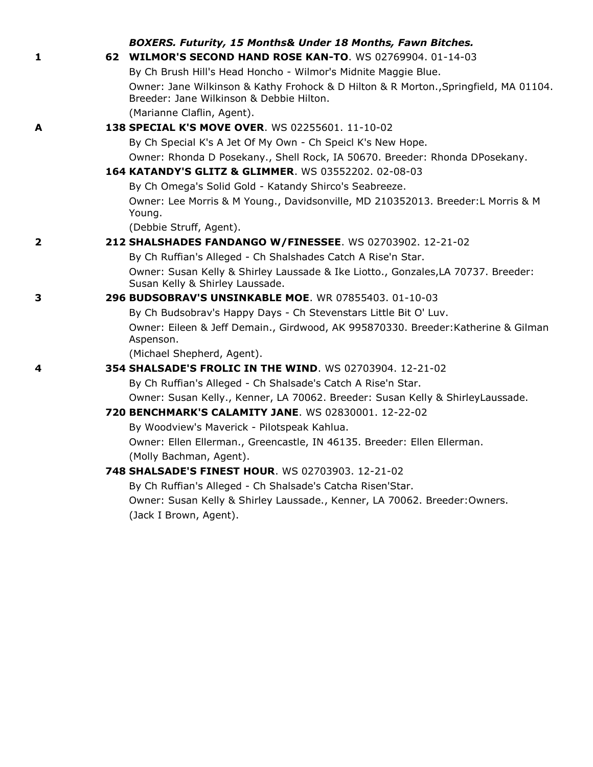***BOXERS. Futurity, 15 Months& Under 18 Months, Fawn Bitches.***

1 62 **WILMOR'S SECOND HAND ROSE KAN-TO**. WS 02769904. 01-14-03
By Ch Brush Hill's Head Honcho - Wilmor's Midnite Maggie Blue.
Owner: Jane Wilkinson & Kathy Frohock & D Hilton & R Morton.,Springfield, MA 01104. Breeder: Jane Wilkinson & Debbie Hilton.
(Marianne Claflin, Agent).

A 138 **SPECIAL K'S MOVE OVER**. WS 02255601. 11-10-02
By Ch Special K's A Jet Of My Own - Ch Speicl K's New Hope.
Owner: Rhonda D Posekany., Shell Rock, IA 50670. Breeder: Rhonda DPosekany.

164 **KATANDY'S GLITZ & GLIMMER**. WS 03552202. 02-08-03
By Ch Omega's Solid Gold - Katandy Shirco's Seabreeze.
Owner: Lee Morris & M Young., Davidsonville, MD 210352013. Breeder:L Morris & M Young.
(Debbie Struff, Agent).

2 212 **SHALSHADES FANDANGO W/FINESSEE**. WS 02703902. 12-21-02
By Ch Ruffian's Alleged - Ch Shalshades Catch A Rise'n Star.
Owner: Susan Kelly & Shirley Laussade & Ike Liotto., Gonzales,LA 70737. Breeder: Susan Kelly & Shirley Laussade.

3 296 **BUDSOBRAV'S UNSINKABLE MOE**. WR 07855403. 01-10-03
By Ch Budsobrav's Happy Days - Ch Stevenstars Little Bit O' Luv.
Owner: Eileen & Jeff Demain., Girdwood, AK 995870330. Breeder:Katherine & Gilman Aspenson.
(Michael Shepherd, Agent).

4 354 **SHALSADE'S FROLIC IN THE WIND**. WS 02703904. 12-21-02
By Ch Ruffian's Alleged - Ch Shalsade's Catch A Rise'n Star.
Owner: Susan Kelly., Kenner, LA 70062. Breeder: Susan Kelly & ShirleyLaussade.

720 **BENCHMARK'S CALAMITY JANE**. WS 02830001. 12-22-02
By Woodview's Maverick - Pilotspeak Kahlua.
Owner: Ellen Ellerman., Greencastle, IN 46135. Breeder: Ellen Ellerman.
(Molly Bachman, Agent).

748 **SHALSADE'S FINEST HOUR**. WS 02703903. 12-21-02
By Ch Ruffian's Alleged - Ch Shalsade's Catcha Risen'Star.
Owner: Susan Kelly & Shirley Laussade., Kenner, LA 70062. Breeder:Owners.
(Jack I Brown, Agent).